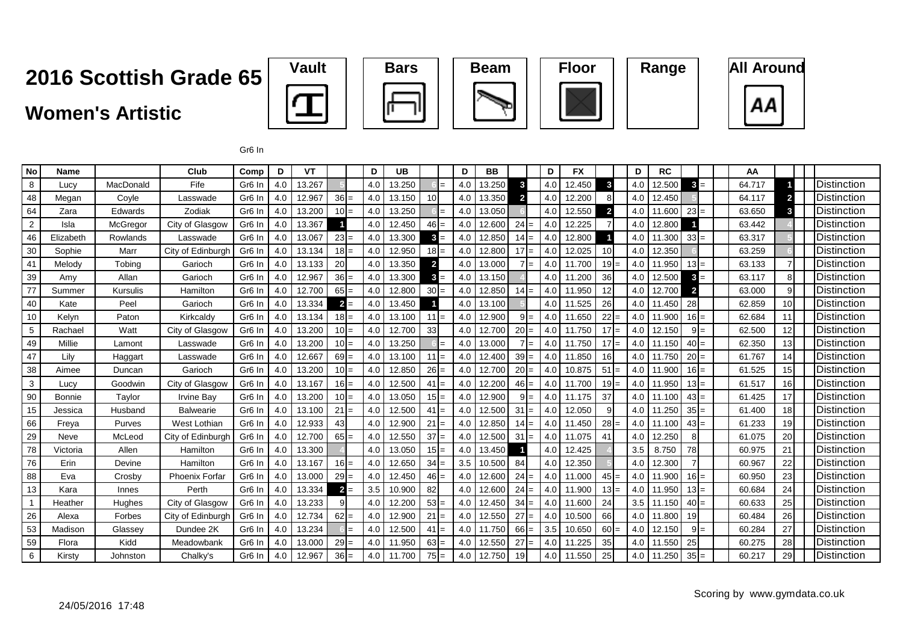# 2016 Scottish Grade 65

## Women's Artistic

Vault | Bars | Beam | Floor | Range | All Around

Gr6 In

| No | Name | | Club | Comp | D | VT | | | D | UB | | | D | BB | | | D | FX | | | D | RC | | | AA | | |
|---|---|---|---|---|---|---|---|---|---|---|---|---|---|---|---|---|---|---|---|---|---|---|---|---|---|---|---|
| 8 | Lucy | MacDonald | Fife | Gr6 In | 4.0 | 13.267 | 5 | | 4.0 | 13.250 | 6 | = | 4.0 | 13.250 | 3 | | 4.0 | 12.450 | 3 | | 4.0 | 12.500 | 3 | = | 64.717 | 1 | Distinction |
| 48 | Megan | Coyle | Lasswade | Gr6 In | 4.0 | 12.967 | 36 | = | 4.0 | 13.150 | 10 | | 4.0 | 13.350 | 2 | | 4.0 | 12.200 | 8 | | 4.0 | 12.450 | 5 | | 64.117 | 2 | Distinction |
| 64 | Zara | Edwards | Zodiak | Gr6 In | 4.0 | 13.200 | 10 | = | 4.0 | 13.250 | 6 | = | 4.0 | 13.050 | 6 | | 4.0 | 12.550 | 2 | | 4.0 | 11.600 | 23 | = | 63.650 | 3 | Distinction |
| 2 | Isla | McGregor | City of Glasgow | Gr6 In | 4.0 | 13.367 | 1 | | 4.0 | 12.450 | 46 | = | 4.0 | 12.600 | 24 | = | 4.0 | 12.225 | 7 | | 4.0 | 12.800 | 1 | | 63.442 | 4 | Distinction |
| 46 | Elizabeth | Rowlands | Lasswade | Gr6 In | 4.0 | 13.067 | 23 | = | 4.0 | 13.300 | 3 | = | 4.0 | 12.850 | 14 | = | 4.0 | 12.800 | 1 | | 4.0 | 11.300 | 33 | = | 63.317 | 5 | Distinction |
| 30 | Sophie | Marr | City of Edinburgh | Gr6 In | 4.0 | 13.134 | 18 | = | 4.0 | 12.950 | 18 | = | 4.0 | 12.800 | 17 | = | 4.0 | 12.025 | 10 | | 4.0 | 12.350 | 6 | | 63.259 | 6 | Distinction |
| 41 | Melody | Tobing | Garioch | Gr6 In | 4.0 | 13.133 | 20 | | 4.0 | 13.350 | 2 | | 4.0 | 13.000 | 7 | = | 4.0 | 11.700 | 19 | = | 4.0 | 11.950 | 13 | = | 63.133 | 7 | Distinction |
| 39 | Amy | Allan | Garioch | Gr6 In | 4.0 | 12.967 | 36 | = | 4.0 | 13.300 | 3 | = | 4.0 | 13.150 | 4 | | 4.0 | 11.200 | 36 | | 4.0 | 12.500 | 3 | = | 63.117 | 8 | Distinction |
| 77 | Summer | Kursulis | Hamilton | Gr6 In | 4.0 | 12.700 | 65 | = | 4.0 | 12.800 | 30 | = | 4.0 | 12.850 | 14 | = | 4.0 | 11.950 | 12 | | 4.0 | 12.700 | 2 | | 63.000 | 9 | Distinction |
| 40 | Kate | Peel | Garioch | Gr6 In | 4.0 | 13.334 | 2 | = | 4.0 | 13.450 | 1 | | 4.0 | 13.100 | 5 | | 4.0 | 11.525 | 26 | | 4.0 | 11.450 | 28 | | 62.859 | 10 | Distinction |
| 10 | Kelyn | Paton | Kirkcaldy | Gr6 In | 4.0 | 13.134 | 18 | = | 4.0 | 13.100 | 11 | = | 4.0 | 12.900 | 9 | = | 4.0 | 11.650 | 22 | = | 4.0 | 11.900 | 16 | = | 62.684 | 11 | Distinction |
| 5 | Rachael | Watt | City of Glasgow | Gr6 In | 4.0 | 13.200 | 10 | = | 4.0 | 12.700 | 33 | | 4.0 | 12.700 | 20 | = | 4.0 | 11.750 | 17 | = | 4.0 | 12.150 | 9 | = | 62.500 | 12 | Distinction |
| 49 | Millie | Lamont | Lasswade | Gr6 In | 4.0 | 13.200 | 10 | = | 4.0 | 13.250 | 6 | = | 4.0 | 13.000 | 7 | = | 4.0 | 11.750 | 17 | = | 4.0 | 11.150 | 40 | = | 62.350 | 13 | Distinction |
| 47 | Lily | Haggart | Lasswade | Gr6 In | 4.0 | 12.667 | 69 | = | 4.0 | 13.100 | 11 | = | 4.0 | 12.400 | 39 | = | 4.0 | 11.850 | 16 | | 4.0 | 11.750 | 20 | = | 61.767 | 14 | Distinction |
| 38 | Aimee | Duncan | Garioch | Gr6 In | 4.0 | 13.200 | 10 | = | 4.0 | 12.850 | 26 | = | 4.0 | 12.700 | 20 | = | 4.0 | 10.875 | 51 | = | 4.0 | 11.900 | 16 | = | 61.525 | 15 | Distinction |
| 3 | Lucy | Goodwin | City of Glasgow | Gr6 In | 4.0 | 13.167 | 16 | = | 4.0 | 12.500 | 41 | = | 4.0 | 12.200 | 46 | = | 4.0 | 11.700 | 19 | = | 4.0 | 11.950 | 13 | = | 61.517 | 16 | Distinction |
| 90 | Bonnie | Taylor | Irvine Bay | Gr6 In | 4.0 | 13.200 | 10 | = | 4.0 | 13.050 | 15 | = | 4.0 | 12.900 | 9 | = | 4.0 | 11.175 | 37 | | 4.0 | 11.100 | 43 | = | 61.425 | 17 | Distinction |
| 15 | Jessica | Husband | Balwearie | Gr6 In | 4.0 | 13.100 | 21 | = | 4.0 | 12.500 | 41 | = | 4.0 | 12.500 | 31 | = | 4.0 | 12.050 | 9 | | 4.0 | 11.250 | 35 | = | 61.400 | 18 | Distinction |
| 66 | Freya | Purves | West Lothian | Gr6 In | 4.0 | 12.933 | 43 | | 4.0 | 12.900 | 21 | = | 4.0 | 12.850 | 14 | = | 4.0 | 11.450 | 28 | = | 4.0 | 11.100 | 43 | = | 61.233 | 19 | Distinction |
| 29 | Neve | McLeod | City of Edinburgh | Gr6 In | 4.0 | 12.700 | 65 | = | 4.0 | 12.550 | 37 | = | 4.0 | 12.500 | 31 | = | 4.0 | 11.075 | 41 | | 4.0 | 12.250 | 8 | | 61.075 | 20 | Distinction |
| 78 | Victoria | Allen | Hamilton | Gr6 In | 4.0 | 13.300 | 4 | | 4.0 | 13.050 | 15 | = | 4.0 | 13.450 | 1 | | 4.0 | 12.425 | 4 | | 3.5 | 8.750 | 78 | | 60.975 | 21 | Distinction |
| 76 | Erin | Devine | Hamilton | Gr6 In | 4.0 | 13.167 | 16 | = | 4.0 | 12.650 | 34 | = | 3.5 | 10.500 | 84 | | 4.0 | 12.350 | 5 | | 4.0 | 12.300 | 7 | | 60.967 | 22 | Distinction |
| 88 | Eva | Crosby | Phoenix Forfar | Gr6 In | 4.0 | 13.000 | 29 | = | 4.0 | 12.450 | 46 | = | 4.0 | 12.600 | 24 | = | 4.0 | 11.000 | 45 | = | 4.0 | 11.900 | 16 | = | 60.950 | 23 | Distinction |
| 13 | Kara | Innes | Perth | Gr6 In | 4.0 | 13.334 | 2 | = | 3.5 | 10.900 | 82 | | 4.0 | 12.600 | 24 | = | 4.0 | 11.900 | 13 | = | 4.0 | 11.950 | 13 | = | 60.684 | 24 | Distinction |
| 1 | Heather | Hughes | City of Glasgow | Gr6 In | 4.0 | 13.233 | 9 | | 4.0 | 12.200 | 53 | = | 4.0 | 12.450 | 34 | = | 4.0 | 11.600 | 24 | | 3.5 | 11.150 | 40 | = | 60.633 | 25 | Distinction |
| 26 | Alexa | Forbes | City of Edinburgh | Gr6 In | 4.0 | 12.734 | 62 | = | 4.0 | 12.900 | 21 | = | 4.0 | 12.550 | 27 | = | 4.0 | 10.500 | 66 | | 4.0 | 11.800 | 19 | | 60.484 | 26 | Distinction |
| 53 | Madison | Glassey | Dundee 2K | Gr6 In | 4.0 | 13.234 | 6 | = | 4.0 | 12.500 | 41 | = | 4.0 | 11.750 | 66 | = | 3.5 | 10.650 | 60 | = | 4.0 | 12.150 | 9 | = | 60.284 | 27 | Distinction |
| 59 | Flora | Kidd | Meadowbank | Gr6 In | 4.0 | 13.000 | 29 | = | 4.0 | 11.950 | 63 | = | 4.0 | 12.550 | 27 | = | 4.0 | 11.225 | 35 | | 4.0 | 11.550 | 25 | | 60.275 | 28 | Distinction |
| 6 | Kirsty | Johnston | Chalky's | Gr6 In | 4.0 | 12.967 | 36 | = | 4.0 | 11.700 | 75 | = | 4.0 | 12.750 | 19 | | 4.0 | 11.550 | 25 | | 4.0 | 11.250 | 35 | = | 60.217 | 29 | Distinction |

24/05/2016 17:48

Scoring by www.gymdata.co.uk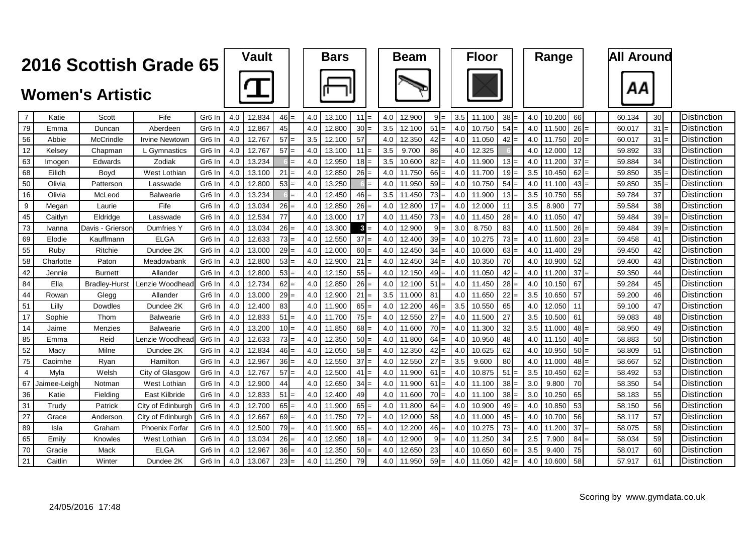# 2016 Scottish Grade 65

## Women's Artistic

| No. | First Name | Surname | Club | Grade | Vault D | Vault Score | Vault Rank | | Bars D | Bars Score | Bars Rank | | Beam D | Beam Score | Beam Rank | | Floor D | Floor Score | Floor Rank | | Range D | Range Score | Range Rank | | All Around | AA Rank | | Award |
|---|---|---|---|---|---|---|---|---|---|---|---|---|---|---|---|---|---|---|---|---|---|---|---|---|---|---|---|---|
| 7 | Katie | Scott | Fife | Gr6 In | 4.0 | 12.834 | 46 | = | 4.0 | 13.100 | 11 | = | 4.0 | 12.900 | 9 | = | 3.5 | 11.100 | 38 | = | 4.0 | 10.200 | 66 | | 60.134 | 30 | | Distinction |
| 79 | Emma | Duncan | Aberdeen | Gr6 In | 4.0 | 12.867 | 45 | | 4.0 | 12.800 | 30 | = | 3.5 | 12.100 | 51 | = | 4.0 | 10.750 | 54 | = | 4.0 | 11.500 | 26 | = | 60.017 | 31 | = | Distinction |
| 56 | Abbie | McCrindle | Irvine Newtown | Gr6 In | 4.0 | 12.767 | 57 | = | 3.5 | 12.100 | 57 | | 4.0 | 12.350 | 42 | = | 4.0 | 11.050 | 42 | = | 4.0 | 11.750 | 20 | = | 60.017 | 31 | = | Distinction |
| 12 | Kelsey | Chapman | L Gymnastics | Gr6 In | 4.0 | 12.767 | 57 | = | 4.0 | 13.100 | 11 | = | 3.5 | 9.700 | 86 | | 4.0 | 12.325 | 6 | | 4.0 | 12.000 | 12 | | 59.892 | 33 | | Distinction |
| 63 | Imogen | Edwards | Zodiak | Gr6 In | 4.0 | 13.234 | 6 | = | 4.0 | 12.950 | 18 | = | 3.5 | 10.600 | 82 | = | 4.0 | 11.900 | 13 | = | 4.0 | 11.200 | 37 | = | 59.884 | 34 | | Distinction |
| 68 | Eilidh | Boyd | West Lothian | Gr6 In | 4.0 | 13.100 | 21 | = | 4.0 | 12.850 | 26 | = | 4.0 | 11.750 | 66 | = | 4.0 | 11.700 | 19 | = | 3.5 | 10.450 | 62 | = | 59.850 | 35 | = | Distinction |
| 50 | Olivia | Patterson | Lasswade | Gr6 In | 4.0 | 12.800 | 53 | = | 4.0 | 13.250 | 6 | = | 4.0 | 11.950 | 59 | = | 4.0 | 10.750 | 54 | = | 4.0 | 11.100 | 43 | = | 59.850 | 35 | = | Distinction |
| 16 | Olivia | McLeod | Balwearie | Gr6 In | 4.0 | 13.234 | 6 | = | 4.0 | 12.450 | 46 | = | 3.5 | 11.450 | 73 | = | 4.0 | 11.900 | 13 | = | 3.5 | 10.750 | 55 | | 59.784 | 37 | | Distinction |
| 9 | Megan | Laurie | Fife | Gr6 In | 4.0 | 13.034 | 26 | = | 4.0 | 12.850 | 26 | = | 4.0 | 12.800 | 17 | = | 4.0 | 12.000 | 11 | | 3.5 | 8.900 | 77 | | 59.584 | 38 | | Distinction |
| 45 | Caitlyn | Eldridge | Lasswade | Gr6 In | 4.0 | 12.534 | 77 | | 4.0 | 13.000 | 17 | | 4.0 | 11.450 | 73 | = | 4.0 | 11.450 | 28 | = | 4.0 | 11.050 | 47 | | 59.484 | 39 | = | Distinction |
| 73 | Ivanna | Davis - Grierson | Dumfries Y | Gr6 In | 4.0 | 13.034 | 26 | = | 4.0 | 13.300 | 3 | = | 4.0 | 12.900 | 9 | = | 3.0 | 8.750 | 83 | | 4.0 | 11.500 | 26 | = | 59.484 | 39 | = | Distinction |
| 69 | Elodie | Kauffmann | ELGA | Gr6 In | 4.0 | 12.633 | 73 | = | 4.0 | 12.550 | 37 | = | 4.0 | 12.400 | 39 | = | 4.0 | 10.275 | 73 | = | 4.0 | 11.600 | 23 | = | 59.458 | 41 | | Distinction |
| 55 | Ruby | Ritchie | Dundee 2K | Gr6 In | 4.0 | 13.000 | 29 | = | 4.0 | 12.000 | 60 | = | 4.0 | 12.450 | 34 | = | 4.0 | 10.600 | 63 | = | 4.0 | 11.400 | 29 | | 59.450 | 42 | | Distinction |
| 58 | Charlotte | Paton | Meadowbank | Gr6 In | 4.0 | 12.800 | 53 | = | 4.0 | 12.900 | 21 | = | 4.0 | 12.450 | 34 | = | 4.0 | 10.350 | 70 | | 4.0 | 10.900 | 52 | | 59.400 | 43 | | Distinction |
| 42 | Jennie | Burnett | Allander | Gr6 In | 4.0 | 12.800 | 53 | = | 4.0 | 12.150 | 55 | = | 4.0 | 12.150 | 49 | = | 4.0 | 11.050 | 42 | = | 4.0 | 11.200 | 37 | = | 59.350 | 44 | | Distinction |
| 84 | Ella | Bradley-Hurst | Lenzie Woodhead | Gr6 In | 4.0 | 12.734 | 62 | = | 4.0 | 12.850 | 26 | = | 4.0 | 12.100 | 51 | = | 4.0 | 11.450 | 28 | = | 4.0 | 10.150 | 67 | | 59.284 | 45 | | Distinction |
| 44 | Rowan | Glegg | Allander | Gr6 In | 4.0 | 13.000 | 29 | = | 4.0 | 12.900 | 21 | = | 3.5 | 11.000 | 81 | | 4.0 | 11.650 | 22 | = | 3.5 | 10.650 | 57 | | 59.200 | 46 | | Distinction |
| 51 | Lilly | Dowdles | Dundee 2K | Gr6 In | 4.0 | 12.400 | 83 | | 4.0 | 11.900 | 65 | = | 4.0 | 12.200 | 46 | = | 3.5 | 10.550 | 65 | | 4.0 | 12.050 | 11 | | 59.100 | 47 | | Distinction |
| 17 | Sophie | Thom | Balwearie | Gr6 In | 4.0 | 12.833 | 51 | = | 4.0 | 11.700 | 75 | = | 4.0 | 12.550 | 27 | = | 4.0 | 11.500 | 27 | | 3.5 | 10.500 | 61 | | 59.083 | 48 | | Distinction |
| 14 | Jaime | Menzies | Balwearie | Gr6 In | 4.0 | 13.200 | 10 | = | 4.0 | 11.850 | 68 | = | 4.0 | 11.600 | 70 | = | 4.0 | 11.300 | 32 | | 3.5 | 11.000 | 48 | = | 58.950 | 49 | | Distinction |
| 85 | Emma | Reid | Lenzie Woodhead | Gr6 In | 4.0 | 12.633 | 73 | = | 4.0 | 12.350 | 50 | = | 4.0 | 11.800 | 64 | = | 4.0 | 10.950 | 48 | | 4.0 | 11.150 | 40 | = | 58.883 | 50 | | Distinction |
| 52 | Macy | Milne | Dundee 2K | Gr6 In | 4.0 | 12.834 | 46 | = | 4.0 | 12.050 | 58 | = | 4.0 | 12.350 | 42 | = | 4.0 | 10.625 | 62 | | 4.0 | 10.950 | 50 | = | 58.809 | 51 | | Distinction |
| 75 | Caoimhe | Ryan | Hamilton | Gr6 In | 4.0 | 12.967 | 36 | = | 4.0 | 12.550 | 37 | = | 4.0 | 12.550 | 27 | = | 3.5 | 9.600 | 80 | | 4.0 | 11.000 | 48 | = | 58.667 | 52 | | Distinction |
| 4 | Myla | Welsh | City of Glasgow | Gr6 In | 4.0 | 12.767 | 57 | = | 4.0 | 12.500 | 41 | = | 4.0 | 11.900 | 61 | = | 4.0 | 10.875 | 51 | = | 3.5 | 10.450 | 62 | = | 58.492 | 53 | | Distinction |
| 67 | Jaimee-Leigh | Notman | West Lothian | Gr6 In | 4.0 | 12.900 | 44 | | 4.0 | 12.650 | 34 | = | 4.0 | 11.900 | 61 | = | 4.0 | 11.100 | 38 | = | 3.0 | 9.800 | 70 | | 58.350 | 54 | | Distinction |
| 36 | Katie | Fielding | East Kilbride | Gr6 In | 4.0 | 12.833 | 51 | = | 4.0 | 12.400 | 49 | | 4.0 | 11.600 | 70 | = | 4.0 | 11.100 | 38 | = | 3.0 | 10.250 | 65 | | 58.183 | 55 | | Distinction |
| 31 | Trudy | Patrick | City of Edinburgh | Gr6 In | 4.0 | 12.700 | 65 | = | 4.0 | 11.900 | 65 | = | 4.0 | 11.800 | 64 | = | 4.0 | 10.900 | 49 | = | 4.0 | 10.850 | 53 | | 58.150 | 56 | | Distinction |
| 27 | Grace | Anderson | City of Edinburgh | Gr6 In | 4.0 | 12.667 | 69 | = | 4.0 | 11.750 | 72 | = | 4.0 | 12.000 | 58 | | 4.0 | 11.000 | 45 | = | 4.0 | 10.700 | 56 | | 58.117 | 57 | | Distinction |
| 89 | Isla | Graham | Phoenix Forfar | Gr6 In | 4.0 | 12.500 | 79 | = | 4.0 | 11.900 | 65 | = | 4.0 | 12.200 | 46 | = | 4.0 | 10.275 | 73 | = | 4.0 | 11.200 | 37 | = | 58.075 | 58 | | Distinction |
| 65 | Emily | Knowles | West Lothian | Gr6 In | 4.0 | 13.034 | 26 | = | 4.0 | 12.950 | 18 | = | 4.0 | 12.900 | 9 | = | 4.0 | 11.250 | 34 | | 2.5 | 7.900 | 84 | = | 58.034 | 59 | | Distinction |
| 70 | Gracie | Mack | ELGA | Gr6 In | 4.0 | 12.967 | 36 | = | 4.0 | 12.350 | 50 | = | 4.0 | 12.650 | 23 | | 4.0 | 10.650 | 60 | = | 3.5 | 9.400 | 75 | | 58.017 | 60 | | Distinction |
| 21 | Caitlin | Winter | Dundee 2K | Gr6 In | 4.0 | 13.067 | 23 | = | 4.0 | 11.250 | 79 | | 4.0 | 11.950 | 59 | = | 4.0 | 11.050 | 42 | = | 4.0 | 10.600 | 58 | | 57.917 | 61 | | Distinction |

24/05/2016 17:48

Scoring by www.gymdata.co.uk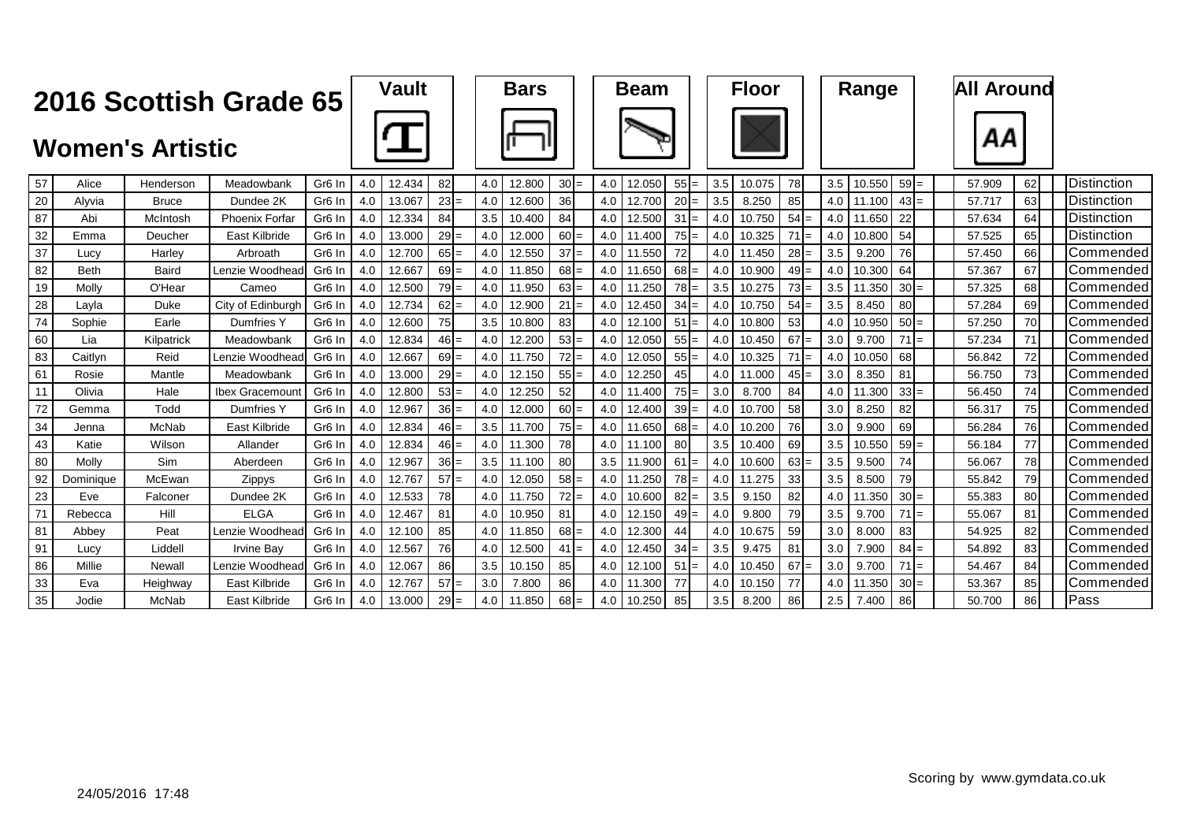# 2016 Scottish Grade 65

## Women's Artistic

| No. | First Name | Surname | Club | Grade | Vault D | Vault Score | Vault Pos | | Bars D | Bars Score | Bars Pos | | Beam D | Beam Score | Beam Pos | | Floor D | Floor Score | Floor Pos | | Range D | Range Score | Range Pos | | All Around | AA Pos | | Award |
|---|---|---|---|---|---|---|---|---|---|---|---|---|---|---|---|---|---|---|---|---|---|---|---|---|---|---|---|---|
| 57 | Alice | Henderson | Meadowbank | Gr6 In | 4.0 | 12.434 | 82 | | 4.0 | 12.800 | 30 | = | 4.0 | 12.050 | 55 | = | 3.5 | 10.075 | 78 | | 3.5 | 10.550 | 59 | = | 57.909 | 62 | | Distinction |
| 20 | Alyvia | Bruce | Dundee 2K | Gr6 In | 4.0 | 13.067 | 23 | = | 4.0 | 12.600 | 36 | | 4.0 | 12.700 | 20 | = | 3.5 | 8.250 | 85 | | 4.0 | 11.100 | 43 | = | 57.717 | 63 | | Distinction |
| 87 | Abi | McIntosh | Phoenix Forfar | Gr6 In | 4.0 | 12.334 | 84 | | 3.5 | 10.400 | 84 | | 4.0 | 12.500 | 31 | = | 4.0 | 10.750 | 54 | = | 4.0 | 11.650 | 22 | | 57.634 | 64 | | Distinction |
| 32 | Emma | Deucher | East Kilbride | Gr6 In | 4.0 | 13.000 | 29 | = | 4.0 | 12.000 | 60 | = | 4.0 | 11.400 | 75 | = | 4.0 | 10.325 | 71 | = | 4.0 | 10.800 | 54 | | 57.525 | 65 | | Distinction |
| 37 | Lucy | Harley | Arbroath | Gr6 In | 4.0 | 12.700 | 65 | = | 4.0 | 12.550 | 37 | = | 4.0 | 11.550 | 72 | | 4.0 | 11.450 | 28 | = | 3.5 | 9.200 | 76 | | 57.450 | 66 | | Commended |
| 82 | Beth | Baird | Lenzie Woodhead | Gr6 In | 4.0 | 12.667 | 69 | = | 4.0 | 11.850 | 68 | = | 4.0 | 11.650 | 68 | = | 4.0 | 10.900 | 49 | = | 4.0 | 10.300 | 64 | | 57.367 | 67 | | Commended |
| 19 | Molly | O'Hear | Cameo | Gr6 In | 4.0 | 12.500 | 79 | = | 4.0 | 11.950 | 63 | = | 4.0 | 11.250 | 78 | = | 3.5 | 10.275 | 73 | = | 3.5 | 11.350 | 30 | = | 57.325 | 68 | | Commended |
| 28 | Layla | Duke | City of Edinburgh | Gr6 In | 4.0 | 12.734 | 62 | = | 4.0 | 12.900 | 21 | = | 4.0 | 12.450 | 34 | = | 4.0 | 10.750 | 54 | = | 3.5 | 8.450 | 80 | | 57.284 | 69 | | Commended |
| 74 | Sophie | Earle | Dumfries Y | Gr6 In | 4.0 | 12.600 | 75 | | 3.5 | 10.800 | 83 | | 4.0 | 12.100 | 51 | = | 4.0 | 10.800 | 53 | | 4.0 | 10.950 | 50 | = | 57.250 | 70 | | Commended |
| 60 | Lia | Kilpatrick | Meadowbank | Gr6 In | 4.0 | 12.834 | 46 | = | 4.0 | 12.200 | 53 | = | 4.0 | 12.050 | 55 | = | 4.0 | 10.450 | 67 | = | 3.0 | 9.700 | 71 | = | 57.234 | 71 | | Commended |
| 83 | Caitlyn | Reid | Lenzie Woodhead | Gr6 In | 4.0 | 12.667 | 69 | = | 4.0 | 11.750 | 72 | = | 4.0 | 12.050 | 55 | = | 4.0 | 10.325 | 71 | = | 4.0 | 10.050 | 68 | | 56.842 | 72 | | Commended |
| 61 | Rosie | Mantle | Meadowbank | Gr6 In | 4.0 | 13.000 | 29 | = | 4.0 | 12.150 | 55 | = | 4.0 | 12.250 | 45 | | 4.0 | 11.000 | 45 | = | 3.0 | 8.350 | 81 | | 56.750 | 73 | | Commended |
| 11 | Olivia | Hale | Ibex Gracemount | Gr6 In | 4.0 | 12.800 | 53 | = | 4.0 | 12.250 | 52 | | 4.0 | 11.400 | 75 | = | 3.0 | 8.700 | 84 | | 4.0 | 11.300 | 33 | = | 56.450 | 74 | | Commended |
| 72 | Gemma | Todd | Dumfries Y | Gr6 In | 4.0 | 12.967 | 36 | = | 4.0 | 12.000 | 60 | = | 4.0 | 12.400 | 39 | = | 4.0 | 10.700 | 58 | | 3.0 | 8.250 | 82 | | 56.317 | 75 | | Commended |
| 34 | Jenna | McNab | East Kilbride | Gr6 In | 4.0 | 12.834 | 46 | = | 3.5 | 11.700 | 75 | = | 4.0 | 11.650 | 68 | = | 4.0 | 10.200 | 76 | | 3.0 | 9.900 | 69 | | 56.284 | 76 | | Commended |
| 43 | Katie | Wilson | Allander | Gr6 In | 4.0 | 12.834 | 46 | = | 4.0 | 11.300 | 78 | | 4.0 | 11.100 | 80 | | 3.5 | 10.400 | 69 | | 3.5 | 10.550 | 59 | = | 56.184 | 77 | | Commended |
| 80 | Molly | Sim | Aberdeen | Gr6 In | 4.0 | 12.967 | 36 | = | 3.5 | 11.100 | 80 | | 3.5 | 11.900 | 61 | = | 4.0 | 10.600 | 63 | = | 3.5 | 9.500 | 74 | | 56.067 | 78 | | Commended |
| 92 | Dominique | McEwan | Zippys | Gr6 In | 4.0 | 12.767 | 57 | = | 4.0 | 12.050 | 58 | = | 4.0 | 11.250 | 78 | = | 4.0 | 11.275 | 33 | | 3.5 | 8.500 | 79 | | 55.842 | 79 | | Commended |
| 23 | Eve | Falconer | Dundee 2K | Gr6 In | 4.0 | 12.533 | 78 | | 4.0 | 11.750 | 72 | = | 4.0 | 10.600 | 82 | = | 3.5 | 9.150 | 82 | | 4.0 | 11.350 | 30 | = | 55.383 | 80 | | Commended |
| 71 | Rebecca | Hill | ELGA | Gr6 In | 4.0 | 12.467 | 81 | | 4.0 | 10.950 | 81 | | 4.0 | 12.150 | 49 | = | 4.0 | 9.800 | 79 | | 3.5 | 9.700 | 71 | = | 55.067 | 81 | | Commended |
| 81 | Abbey | Peat | Lenzie Woodhead | Gr6 In | 4.0 | 12.100 | 85 | | 4.0 | 11.850 | 68 | = | 4.0 | 12.300 | 44 | | 4.0 | 10.675 | 59 | | 3.0 | 8.000 | 83 | | 54.925 | 82 | | Commended |
| 91 | Lucy | Liddell | Irvine Bay | Gr6 In | 4.0 | 12.567 | 76 | | 4.0 | 12.500 | 41 | = | 4.0 | 12.450 | 34 | = | 3.5 | 9.475 | 81 | | 3.0 | 7.900 | 84 | = | 54.892 | 83 | | Commended |
| 86 | Millie | Newall | Lenzie Woodhead | Gr6 In | 4.0 | 12.067 | 86 | | 3.5 | 10.150 | 85 | | 4.0 | 12.100 | 51 | = | 4.0 | 10.450 | 67 | = | 3.0 | 9.700 | 71 | = | 54.467 | 84 | | Commended |
| 33 | Eva | Heighway | East Kilbride | Gr6 In | 4.0 | 12.767 | 57 | = | 3.0 | 7.800 | 86 | | 4.0 | 11.300 | 77 | | 4.0 | 10.150 | 77 | | 4.0 | 11.350 | 30 | = | 53.367 | 85 | | Commended |
| 35 | Jodie | McNab | East Kilbride | Gr6 In | 4.0 | 13.000 | 29 | = | 4.0 | 11.850 | 68 | = | 4.0 | 10.250 | 85 | | 3.5 | 8.200 | 86 | | 2.5 | 7.400 | 86 | | 50.700 | 86 | | Pass |

24/05/2016 17:48

Scoring by www.gymdata.co.uk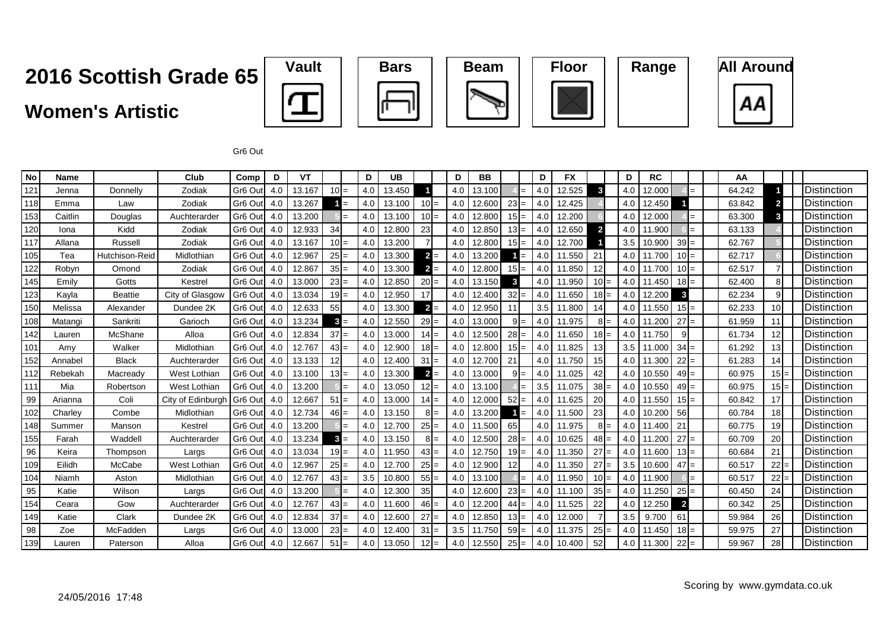# 2016 Scottish Grade 65

## Women's Artistic

Vault | Bars | Beam | Floor | Range | All Around

Gr6 Out

| No | Name | | Club | Comp | D | VT | | | D | UB | | | D | BB | | | D | FX | | | D | RC | | | AA | | | |
|---|---|---|---|---|---|---|---|---|---|---|---|---|---|---|---|---|---|---|---|---|---|---|---|---|---|---|---|---|
| 121 | Jenna | Donnelly | Zodiak | Gr6 Out | 4.0 | 13.167 | 10 | = | 4.0 | 13.450 | 1 | | 4.0 | 13.100 | 4 | = | 4.0 | 12.525 | 3 | | 4.0 | 12.000 | 4 | = | 64.242 | 1 | | Distinction |
| 118 | Emma | Law | Zodiak | Gr6 Out | 4.0 | 13.267 | 1 | = | 4.0 | 13.100 | 10 | = | 4.0 | 12.600 | 23 | = | 4.0 | 12.425 | 4 | | 4.0 | 12.450 | 1 | | 63.842 | 2 | | Distinction |
| 153 | Caitlin | Douglas | Auchterarder | Gr6 Out | 4.0 | 13.200 | 5 | = | 4.0 | 13.100 | 10 | = | 4.0 | 12.800 | 15 | = | 4.0 | 12.200 | 6 | | 4.0 | 12.000 | 4 | = | 63.300 | 3 | | Distinction |
| 120 | Iona | Kidd | Zodiak | Gr6 Out | 4.0 | 12.933 | 34 | | 4.0 | 12.800 | 23 | | 4.0 | 12.850 | 13 | = | 4.0 | 12.650 | 2 | | 4.0 | 11.900 | 6 | = | 63.133 | 4 | | Distinction |
| 117 | Allana | Russell | Zodiak | Gr6 Out | 4.0 | 13.167 | 10 | = | 4.0 | 13.200 | 7 | | 4.0 | 12.800 | 15 | = | 4.0 | 12.700 | 1 | | 3.5 | 10.900 | 39 | = | 62.767 | 5 | | Distinction |
| 105 | Tea | Hutchison-Reid | Midlothian | Gr6 Out | 4.0 | 12.967 | 25 | = | 4.0 | 13.300 | 2 | = | 4.0 | 13.200 | 1 | = | 4.0 | 11.550 | 21 | | 4.0 | 11.700 | 10 | = | 62.717 | 6 | | Distinction |
| 122 | Robyn | Omond | Zodiak | Gr6 Out | 4.0 | 12.867 | 35 | = | 4.0 | 13.300 | 2 | = | 4.0 | 12.800 | 15 | = | 4.0 | 11.850 | 12 | | 4.0 | 11.700 | 10 | = | 62.517 | 7 | | Distinction |
| 145 | Emily | Gotts | Kestrel | Gr6 Out | 4.0 | 13.000 | 23 | = | 4.0 | 12.850 | 20 | = | 4.0 | 13.150 | 3 | | 4.0 | 11.950 | 10 | = | 4.0 | 11.450 | 18 | = | 62.400 | 8 | | Distinction |
| 123 | Kayla | Beattie | City of Glasgow | Gr6 Out | 4.0 | 13.034 | 19 | = | 4.0 | 12.950 | 17 | | 4.0 | 12.400 | 32 | = | 4.0 | 11.650 | 18 | = | 4.0 | 12.200 | 3 | | 62.234 | 9 | | Distinction |
| 150 | Melissa | Alexander | Dundee 2K | Gr6 Out | 4.0 | 12.633 | 55 | | 4.0 | 13.300 | 2 | = | 4.0 | 12.950 | 11 | | 3.5 | 11.800 | 14 | | 4.0 | 11.550 | 15 | = | 62.233 | 10 | | Distinction |
| 108 | Matangi | Sankriti | Garioch | Gr6 Out | 4.0 | 13.234 | 3 | = | 4.0 | 12.550 | 29 | = | 4.0 | 13.000 | 9 | = | 4.0 | 11.975 | 8 | = | 4.0 | 11.200 | 27 | = | 61.959 | 11 | | Distinction |
| 142 | Lauren | McShane | Alloa | Gr6 Out | 4.0 | 12.834 | 37 | = | 4.0 | 13.000 | 14 | = | 4.0 | 12.500 | 28 | = | 4.0 | 11.650 | 18 | = | 4.0 | 11.750 | 9 | | 61.734 | 12 | | Distinction |
| 101 | Amy | Walker | Midlothian | Gr6 Out | 4.0 | 12.767 | 43 | = | 4.0 | 12.900 | 18 | = | 4.0 | 12.800 | 15 | = | 4.0 | 11.825 | 13 | | 3.5 | 11.000 | 34 | = | 61.292 | 13 | | Distinction |
| 152 | Annabel | Black | Auchterarder | Gr6 Out | 4.0 | 13.133 | 12 | | 4.0 | 12.400 | 31 | = | 4.0 | 12.700 | 21 | | 4.0 | 11.750 | 15 | | 4.0 | 11.300 | 22 | = | 61.283 | 14 | | Distinction |
| 112 | Rebekah | Macready | West Lothian | Gr6 Out | 4.0 | 13.100 | 13 | = | 4.0 | 13.300 | 2 | = | 4.0 | 13.000 | 9 | = | 4.0 | 11.025 | 42 | | 4.0 | 10.550 | 49 | = | 60.975 | 15 | = | Distinction |
| 111 | Mia | Robertson | West Lothian | Gr6 Out | 4.0 | 13.200 | 5 | = | 4.0 | 13.050 | 12 | = | 4.0 | 13.100 | 4 | = | 3.5 | 11.075 | 38 | = | 4.0 | 10.550 | 49 | = | 60.975 | 15 | = | Distinction |
| 99 | Arianna | Coli | City of Edinburgh | Gr6 Out | 4.0 | 12.667 | 51 | = | 4.0 | 13.000 | 14 | = | 4.0 | 12.000 | 52 | = | 4.0 | 11.625 | 20 | | 4.0 | 11.550 | 15 | = | 60.842 | 17 | | Distinction |
| 102 | Charley | Combe | Midlothian | Gr6 Out | 4.0 | 12.734 | 46 | = | 4.0 | 13.150 | 8 | = | 4.0 | 13.200 | 1 | = | 4.0 | 11.500 | 23 | | 4.0 | 10.200 | 56 | | 60.784 | 18 | | Distinction |
| 148 | Summer | Manson | Kestrel | Gr6 Out | 4.0 | 13.200 | 5 | = | 4.0 | 12.700 | 25 | = | 4.0 | 11.500 | 65 | | 4.0 | 11.975 | 8 | = | 4.0 | 11.400 | 21 | | 60.775 | 19 | | Distinction |
| 155 | Farah | Waddell | Auchterarder | Gr6 Out | 4.0 | 13.234 | 3 | = | 4.0 | 13.150 | 8 | = | 4.0 | 12.500 | 28 | = | 4.0 | 10.625 | 48 | = | 4.0 | 11.200 | 27 | = | 60.709 | 20 | | Distinction |
| 96 | Keira | Thompson | Largs | Gr6 Out | 4.0 | 13.034 | 19 | = | 4.0 | 11.950 | 43 | = | 4.0 | 12.750 | 19 | = | 4.0 | 11.350 | 27 | = | 4.0 | 11.600 | 13 | = | 60.684 | 21 | | Distinction |
| 109 | Eilidh | McCabe | West Lothian | Gr6 Out | 4.0 | 12.967 | 25 | = | 4.0 | 12.700 | 25 | = | 4.0 | 12.900 | 12 | | 4.0 | 11.350 | 27 | = | 3.5 | 10.600 | 47 | = | 60.517 | 22 | = | Distinction |
| 104 | Niamh | Aston | Midlothian | Gr6 Out | 4.0 | 12.767 | 43 | = | 3.5 | 10.800 | 55 | = | 4.0 | 13.100 | 4 | = | 4.0 | 11.950 | 10 | = | 4.0 | 11.900 | 6 | = | 60.517 | 22 | = | Distinction |
| 95 | Katie | Wilson | Largs | Gr6 Out | 4.0 | 13.200 | 5 | = | 4.0 | 12.300 | 35 | | 4.0 | 12.600 | 23 | = | 4.0 | 11.100 | 35 | = | 4.0 | 11.250 | 25 | = | 60.450 | 24 | | Distinction |
| 154 | Ceara | Gow | Auchterarder | Gr6 Out | 4.0 | 12.767 | 43 | = | 4.0 | 11.600 | 46 | = | 4.0 | 12.200 | 44 | = | 4.0 | 11.525 | 22 | | 4.0 | 12.250 | 2 | | 60.342 | 25 | | Distinction |
| 149 | Katie | Clark | Dundee 2K | Gr6 Out | 4.0 | 12.834 | 37 | = | 4.0 | 12.600 | 27 | = | 4.0 | 12.850 | 13 | = | 4.0 | 12.000 | 7 | | 3.5 | 9.700 | 61 | | 59.984 | 26 | | Distinction |
| 98 | Zoe | McFadden | Largs | Gr6 Out | 4.0 | 13.000 | 23 | = | 4.0 | 12.400 | 31 | = | 3.5 | 11.750 | 59 | = | 4.0 | 11.375 | 25 | = | 4.0 | 11.450 | 18 | = | 59.975 | 27 | | Distinction |
| 139 | Lauren | Paterson | Alloa | Gr6 Out | 4.0 | 12.667 | 51 | = | 4.0 | 13.050 | 12 | = | 4.0 | 12.550 | 25 | = | 4.0 | 10.400 | 52 | | 4.0 | 11.300 | 22 | = | 59.967 | 28 | | Distinction |

24/05/2016 17:48

Scoring by www.gymdata.co.uk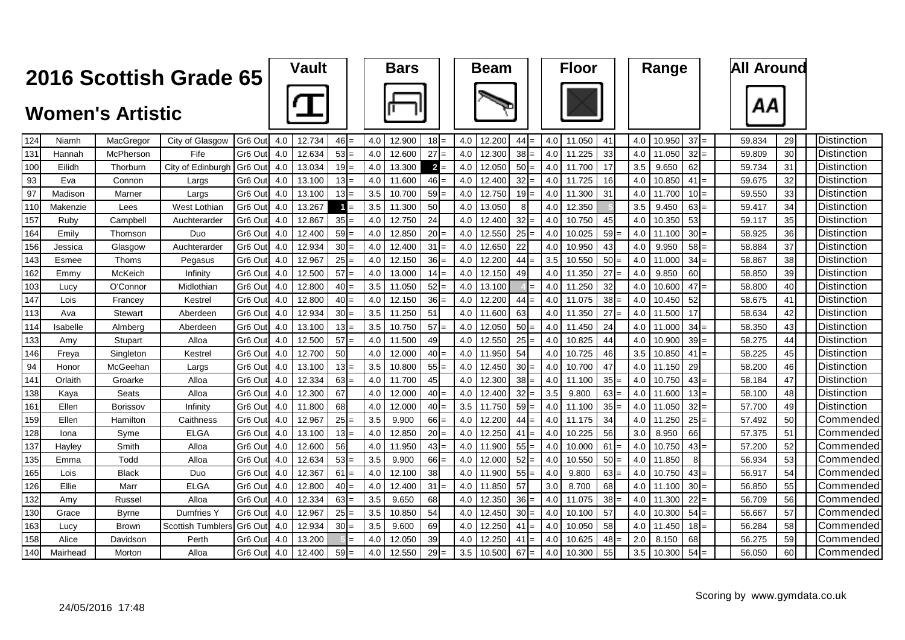# 2016 Scottish Grade 6

## Women's Artistic

| No. | First Name | Surname | Club | Grade | Vault D | Vault Score | Vault Rank | | Bars D | Bars Score | Bars Rank | | Beam D | Beam Score | Beam Rank | | Floor D | Floor Score | Floor Rank | | Range D | Range Score | Range Rank | | All Around | AA Rank | Award |
|---|---|---|---|---|---|---|---|---|---|---|---|---|---|---|---|---|---|---|---|---|---|---|---|---|---|---|---|
| 124 | Niamh | MacGregor | City of Glasgow | Gr6 Out | 4.0 | 12.734 | 46 | = | 4.0 | 12.900 | 18 | = | 4.0 | 12.200 | 44 | = | 4.0 | 11.050 | 41 | | 4.0 | 10.950 | 37 | = | 59.834 | 29 | Distinction |
| 131 | Hannah | McPherson | Fife | Gr6 Out | 4.0 | 12.634 | 53 | = | 4.0 | 12.600 | 27 | = | 4.0 | 12.300 | 38 | = | 4.0 | 11.225 | 33 | | 4.0 | 11.050 | 32 | = | 59.809 | 30 | Distinction |
| 100 | Eilidh | Thorburn | City of Edinburgh | Gr6 Out | 4.0 | 13.034 | 19 | = | 4.0 | 13.300 | 2 | = | 4.0 | 12.050 | 50 | = | 4.0 | 11.700 | 17 | | 3.5 | 9.650 | 62 | | 59.734 | 31 | Distinction |
| 93 | Eva | Connon | Largs | Gr6 Out | 4.0 | 13.100 | 13 | = | 4.0 | 11.600 | 46 | = | 4.0 | 12.400 | 32 | = | 4.0 | 11.725 | 16 | | 4.0 | 10.850 | 41 | = | 59.675 | 32 | Distinction |
| 97 | Madison | Marner | Largs | Gr6 Out | 4.0 | 13.100 | 13 | = | 3.5 | 10.700 | 59 | = | 4.0 | 12.750 | 19 | = | 4.0 | 11.300 | 31 | | 4.0 | 11.700 | 10 | = | 59.550 | 33 | Distinction |
| 110 | Makenzie | Lees | West Lothian | Gr6 Out | 4.0 | 13.267 | 1 | = | 3.5 | 11.300 | 50 | | 4.0 | 13.050 | 8 | | 4.0 | 12.350 | 5 | | 3.5 | 9.450 | 63 | = | 59.417 | 34 | Distinction |
| 157 | Ruby | Campbell | Auchterarder | Gr6 Out | 4.0 | 12.867 | 35 | = | 4.0 | 12.750 | 24 | | 4.0 | 12.400 | 32 | = | 4.0 | 10.750 | 45 | | 4.0 | 10.350 | 53 | | 59.117 | 35 | Distinction |
| 164 | Emily | Thomson | Duo | Gr6 Out | 4.0 | 12.400 | 59 | = | 4.0 | 12.850 | 20 | = | 4.0 | 12.550 | 25 | = | 4.0 | 10.025 | 59 | = | 4.0 | 11.100 | 30 | = | 58.925 | 36 | Distinction |
| 156 | Jessica | Glasgow | Auchterarder | Gr6 Out | 4.0 | 12.934 | 30 | = | 4.0 | 12.400 | 31 | = | 4.0 | 12.650 | 22 | | 4.0 | 10.950 | 43 | | 4.0 | 9.950 | 58 | = | 58.884 | 37 | Distinction |
| 143 | Esmee | Thoms | Pegasus | Gr6 Out | 4.0 | 12.967 | 25 | = | 4.0 | 12.150 | 36 | = | 4.0 | 12.200 | 44 | = | 3.5 | 10.550 | 50 | = | 4.0 | 11.000 | 34 | = | 58.867 | 38 | Distinction |
| 162 | Emmy | McKeich | Infinity | Gr6 Out | 4.0 | 12.500 | 57 | = | 4.0 | 13.000 | 14 | = | 4.0 | 12.150 | 49 | | 4.0 | 11.350 | 27 | = | 4.0 | 9.850 | 60 | | 58.850 | 39 | Distinction |
| 103 | Lucy | O'Connor | Midlothian | Gr6 Out | 4.0 | 12.800 | 40 | = | 3.5 | 11.050 | 52 | = | 4.0 | 13.100 | 4 | = | 4.0 | 11.250 | 32 | | 4.0 | 10.600 | 47 | = | 58.800 | 40 | Distinction |
| 147 | Lois | Francey | Kestrel | Gr6 Out | 4.0 | 12.800 | 40 | = | 4.0 | 12.150 | 36 | = | 4.0 | 12.200 | 44 | = | 4.0 | 11.075 | 38 | = | 4.0 | 10.450 | 52 | | 58.675 | 41 | Distinction |
| 113 | Ava | Stewart | Aberdeen | Gr6 Out | 4.0 | 12.934 | 30 | = | 3.5 | 11.250 | 51 | | 4.0 | 11.600 | 63 | | 4.0 | 11.350 | 27 | = | 4.0 | 11.500 | 17 | | 58.634 | 42 | Distinction |
| 114 | Isabelle | Almberg | Aberdeen | Gr6 Out | 4.0 | 13.100 | 13 | = | 3.5 | 10.750 | 57 | = | 4.0 | 12.050 | 50 | = | 4.0 | 11.450 | 24 | | 4.0 | 11.000 | 34 | = | 58.350 | 43 | Distinction |
| 133 | Amy | Stupart | Alloa | Gr6 Out | 4.0 | 12.500 | 57 | = | 4.0 | 11.500 | 49 | | 4.0 | 12.550 | 25 | = | 4.0 | 10.825 | 44 | | 4.0 | 10.900 | 39 | = | 58.275 | 44 | Distinction |
| 146 | Freya | Singleton | Kestrel | Gr6 Out | 4.0 | 12.700 | 50 | | 4.0 | 12.000 | 40 | = | 4.0 | 11.950 | 54 | | 4.0 | 10.725 | 46 | | 3.5 | 10.850 | 41 | = | 58.225 | 45 | Distinction |
| 94 | Honor | McGeehan | Largs | Gr6 Out | 4.0 | 13.100 | 13 | = | 3.5 | 10.800 | 55 | = | 4.0 | 12.450 | 30 | = | 4.0 | 10.700 | 47 | | 4.0 | 11.150 | 29 | | 58.200 | 46 | Distinction |
| 141 | Orlaith | Groarke | Alloa | Gr6 Out | 4.0 | 12.334 | 63 | = | 4.0 | 11.700 | 45 | | 4.0 | 12.300 | 38 | = | 4.0 | 11.100 | 35 | = | 4.0 | 10.750 | 43 | = | 58.184 | 47 | Distinction |
| 138 | Kaya | Seats | Alloa | Gr6 Out | 4.0 | 12.300 | 67 | | 4.0 | 12.000 | 40 | = | 4.0 | 12.400 | 32 | = | 3.5 | 9.800 | 63 | = | 4.0 | 11.600 | 13 | = | 58.100 | 48 | Distinction |
| 161 | Ellen | Borissov | Infinity | Gr6 Out | 4.0 | 11.800 | 68 | | 4.0 | 12.000 | 40 | = | 3.5 | 11.750 | 59 | = | 4.0 | 11.100 | 35 | = | 4.0 | 11.050 | 32 | = | 57.700 | 49 | Distinction |
| 159 | Ellen | Hamilton | Caithness | Gr6 Out | 4.0 | 12.967 | 25 | = | 3.5 | 9.900 | 66 | = | 4.0 | 12.200 | 44 | = | 4.0 | 11.175 | 34 | | 4.0 | 11.250 | 25 | = | 57.492 | 50 | Commended |
| 128 | Iona | Syme | ELGA | Gr6 Out | 4.0 | 13.100 | 13 | = | 4.0 | 12.850 | 20 | = | 4.0 | 12.250 | 41 | = | 4.0 | 10.225 | 56 | | 3.0 | 8.950 | 66 | | 57.375 | 51 | Commended |
| 137 | Hayley | Smith | Alloa | Gr6 Out | 4.0 | 12.600 | 56 | | 4.0 | 11.950 | 43 | = | 4.0 | 11.900 | 55 | = | 4.0 | 10.000 | 61 | = | 4.0 | 10.750 | 43 | = | 57.200 | 52 | Commended |
| 135 | Emma | Todd | Alloa | Gr6 Out | 4.0 | 12.634 | 53 | = | 3.5 | 9.900 | 66 | = | 4.0 | 12.000 | 52 | = | 4.0 | 10.550 | 50 | = | 4.0 | 11.850 | 8 | | 56.934 | 53 | Commended |
| 165 | Lois | Black | Duo | Gr6 Out | 4.0 | 12.367 | 61 | = | 4.0 | 12.100 | 38 | | 4.0 | 11.900 | 55 | = | 4.0 | 9.800 | 63 | = | 4.0 | 10.750 | 43 | = | 56.917 | 54 | Commended |
| 126 | Ellie | Marr | ELGA | Gr6 Out | 4.0 | 12.800 | 40 | = | 4.0 | 12.400 | 31 | = | 4.0 | 11.850 | 57 | | 3.0 | 8.700 | 68 | | 4.0 | 11.100 | 30 | = | 56.850 | 55 | Commended |
| 132 | Amy | Russel | Alloa | Gr6 Out | 4.0 | 12.334 | 63 | = | 3.5 | 9.650 | 68 | | 4.0 | 12.350 | 36 | = | 4.0 | 11.075 | 38 | = | 4.0 | 11.300 | 22 | = | 56.709 | 56 | Commended |
| 130 | Grace | Byrne | Dumfries Y | Gr6 Out | 4.0 | 12.967 | 25 | = | 3.5 | 10.850 | 54 | | 4.0 | 12.450 | 30 | = | 4.0 | 10.100 | 57 | | 4.0 | 10.300 | 54 | = | 56.667 | 57 | Commended |
| 163 | Lucy | Brown | Scottish Tumblers | Gr6 Out | 4.0 | 12.934 | 30 | = | 3.5 | 9.600 | 69 | | 4.0 | 12.250 | 41 | = | 4.0 | 10.050 | 58 | | 4.0 | 11.450 | 18 | = | 56.284 | 58 | Commended |
| 158 | Alice | Davidson | Perth | Gr6 Out | 4.0 | 13.200 | 5 | = | 4.0 | 12.050 | 39 | | 4.0 | 12.250 | 41 | = | 4.0 | 10.625 | 48 | = | 2.0 | 8.150 | 68 | | 56.275 | 59 | Commended |
| 140 | Mairhead | Morton | Alloa | Gr6 Out | 4.0 | 12.400 | 59 | = | 4.0 | 12.550 | 29 | = | 3.5 | 10.500 | 67 | = | 4.0 | 10.300 | 55 | | 3.5 | 10.300 | 54 | = | 56.050 | 60 | Commended |

24/05/2016 17:48

Scoring by www.gymdata.co.uk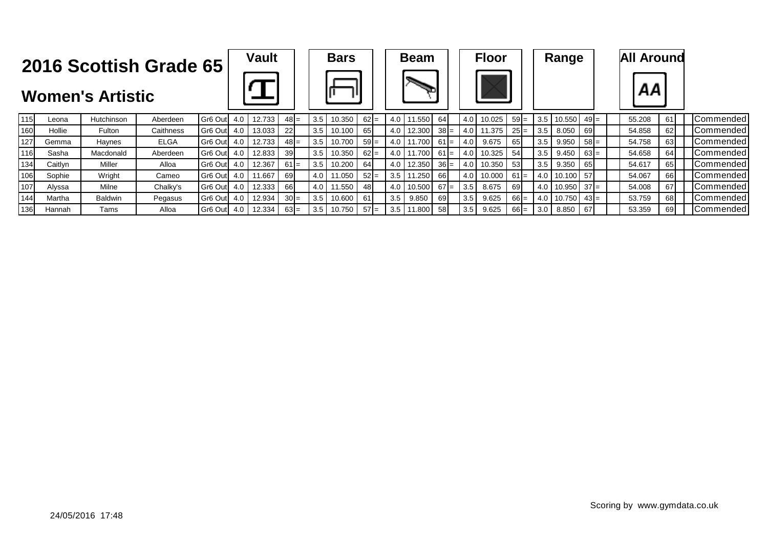# 2016 Scottish Grade 65

## Women's Artistic

| | | | | | Vault | | | | Bars | | | | Beam | | | | Floor | | | | Range | | | | All Around | | | |
|---|---|---|---|---|---|---|---|---|---|---|---|---|---|---|---|---|---|---|---|---|---|---|---|---|---|---|---|---|
| 115 | Leona | Hutchinson | Aberdeen | Gr6 Out | 4.0 | 12.733 | 48 | = | 3.5 | 10.350 | 62 | = | 4.0 | 11.550 | 64 | | 4.0 | 10.025 | 59 | = | 3.5 | 10.550 | 49 | = | 55.208 | 61 | | Commended |
| 160 | Hollie | Fulton | Caithness | Gr6 Out | 4.0 | 13.033 | 22 | | 3.5 | 10.100 | 65 | | 4.0 | 12.300 | 38 | = | 4.0 | 11.375 | 25 | = | 3.5 | 8.050 | 69 | | 54.858 | 62 | | Commended |
| 127 | Gemma | Haynes | ELGA | Gr6 Out | 4.0 | 12.733 | 48 | = | 3.5 | 10.700 | 59 | = | 4.0 | 11.700 | 61 | = | 4.0 | 9.675 | 65 | | 3.5 | 9.950 | 58 | = | 54.758 | 63 | | Commended |
| 116 | Sasha | Macdonald | Aberdeen | Gr6 Out | 4.0 | 12.833 | 39 | | 3.5 | 10.350 | 62 | = | 4.0 | 11.700 | 61 | = | 4.0 | 10.325 | 54 | | 3.5 | 9.450 | 63 | = | 54.658 | 64 | | Commended |
| 134 | Caitlyn | Miller | Alloa | Gr6 Out | 4.0 | 12.367 | 61 | = | 3.5 | 10.200 | 64 | | 4.0 | 12.350 | 36 | = | 4.0 | 10.350 | 53 | | 3.5 | 9.350 | 65 | | 54.617 | 65 | | Commended |
| 106 | Sophie | Wright | Cameo | Gr6 Out | 4.0 | 11.667 | 69 | | 4.0 | 11.050 | 52 | = | 3.5 | 11.250 | 66 | | 4.0 | 10.000 | 61 | = | 4.0 | 10.100 | 57 | | 54.067 | 66 | | Commended |
| 107 | Alyssa | Milne | Chalky's | Gr6 Out | 4.0 | 12.333 | 66 | | 4.0 | 11.550 | 48 | | 4.0 | 10.500 | 67 | = | 3.5 | 8.675 | 69 | | 4.0 | 10.950 | 37 | = | 54.008 | 67 | | Commended |
| 144 | Martha | Baldwin | Pegasus | Gr6 Out | 4.0 | 12.934 | 30 | = | 3.5 | 10.600 | 61 | | 3.5 | 9.850 | 69 | | 3.5 | 9.625 | 66 | = | 4.0 | 10.750 | 43 | = | 53.759 | 68 | | Commended |
| 136 | Hannah | Tams | Alloa | Gr6 Out | 4.0 | 12.334 | 63 | = | 3.5 | 10.750 | 57 | = | 3.5 | 11.800 | 58 | | 3.5 | 9.625 | 66 | = | 3.0 | 8.850 | 67 | | 53.359 | 69 | | Commended |

24/05/2016 17:48

Scoring by www.gymdata.co.uk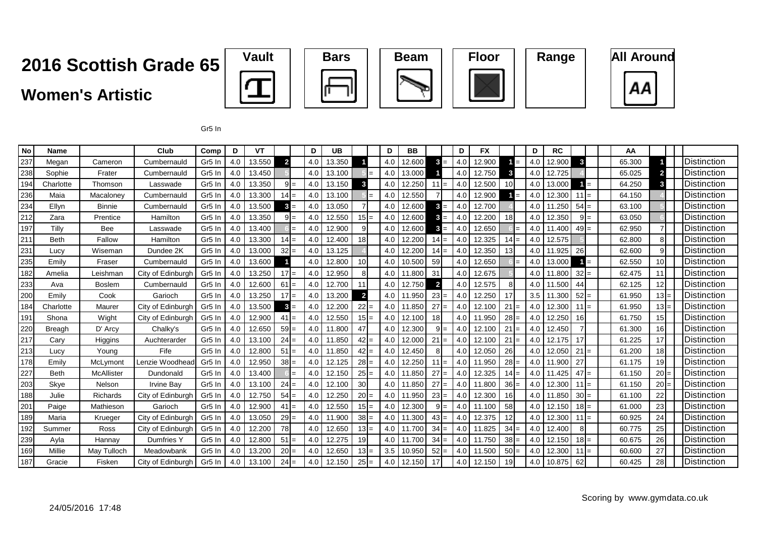# 2016 Scottish Grade 65

## Women's Artistic

Vault | Bars | Beam | Floor | Range | All Around

Gr5 In

| No | Name | | Club | Comp | D | VT | | | D | UB | | | D | BB | | | D | FX | | | D | RC | | | AA | | | |
|---|---|---|---|---|---|---|---|---|---|---|---|---|---|---|---|---|---|---|---|---|---|---|---|---|---|---|---|---|
| 237 | Megan | Cameron | Cumbernauld | Gr5 In | 4.0 | 13.550 | 2 | | 4.0 | 13.350 | 1 | | 4.0 | 12.600 | 3 | = | 4.0 | 12.900 | 1 | = | 4.0 | 12.900 | 3 | | 65.300 | 1 | | Distinction |
| 238 | Sophie | Frater | Cumbernauld | Gr5 In | 4.0 | 13.450 | 5 | | 4.0 | 13.100 | 5 | = | 4.0 | 13.000 | 1 | | 4.0 | 12.750 | 3 | | 4.0 | 12.725 | 4 | | 65.025 | 2 | | Distinction |
| 194 | Charlotte | Thomson | Lasswade | Gr5 In | 4.0 | 13.350 | 9 | = | 4.0 | 13.150 | 3 | | 4.0 | 12.250 | 11 | = | 4.0 | 12.500 | 10 | | 4.0 | 13.000 | 1 | = | 64.250 | 3 | | Distinction |
| 236 | Maia | Macaloney | Cumbernauld | Gr5 In | 4.0 | 13.300 | 14 | = | 4.0 | 13.100 | 5 | = | 4.0 | 12.550 | 7 | | 4.0 | 12.900 | 1 | = | 4.0 | 12.300 | 11 | = | 64.150 | 4 | | Distinction |
| 234 | Ellyn | Binnie | Cumbernauld | Gr5 In | 4.0 | 13.500 | 3 | = | 4.0 | 13.050 | 7 | | 4.0 | 12.600 | 3 | = | 4.0 | 12.700 | 4 | | 4.0 | 11.250 | 54 | = | 63.100 | 5 | | Distinction |
| 212 | Zara | Prentice | Hamilton | Gr5 In | 4.0 | 13.350 | 9 | = | 4.0 | 12.550 | 15 | = | 4.0 | 12.600 | 3 | = | 4.0 | 12.200 | 18 | | 4.0 | 12.350 | 9 | = | 63.050 | 6 | | Distinction |
| 197 | Tilly | Bee | Lasswade | Gr5 In | 4.0 | 13.400 | 6 | = | 4.0 | 12.900 | 9 | | 4.0 | 12.600 | 3 | = | 4.0 | 12.650 | 6 | = | 4.0 | 11.400 | 49 | = | 62.950 | 7 | | Distinction |
| 211 | Beth | Fallow | Hamilton | Gr5 In | 4.0 | 13.300 | 14 | = | 4.0 | 12.400 | 18 | | 4.0 | 12.200 | 14 | = | 4.0 | 12.325 | 14 | = | 4.0 | 12.575 | 5 | | 62.800 | 8 | | Distinction |
| 231 | Lucy | Wiseman | Dundee 2K | Gr5 In | 4.0 | 13.000 | 32 | = | 4.0 | 13.125 | 4 | | 4.0 | 12.200 | 14 | = | 4.0 | 12.350 | 13 | | 4.0 | 11.925 | 26 | | 62.600 | 9 | | Distinction |
| 235 | Emily | Fraser | Cumbernauld | Gr5 In | 4.0 | 13.600 | 1 | | 4.0 | 12.800 | 10 | | 4.0 | 10.500 | 59 | | 4.0 | 12.650 | 6 | = | 4.0 | 13.000 | 1 | = | 62.550 | 10 | | Distinction |
| 182 | Amelia | Leishman | City of Edinburgh | Gr5 In | 4.0 | 13.250 | 17 | = | 4.0 | 12.950 | 8 | | 4.0 | 11.800 | 31 | | 4.0 | 12.675 | 5 | | 4.0 | 11.800 | 32 | = | 62.475 | 11 | | Distinction |
| 233 | Ava | Boslem | Cumbernauld | Gr5 In | 4.0 | 12.600 | 61 | = | 4.0 | 12.700 | 11 | | 4.0 | 12.750 | 2 | | 4.0 | 12.575 | 8 | | 4.0 | 11.500 | 44 | | 62.125 | 12 | | Distinction |
| 200 | Emily | Cook | Garioch | Gr5 In | 4.0 | 13.250 | 17 | = | 4.0 | 13.200 | 2 | | 4.0 | 11.950 | 23 | = | 4.0 | 12.250 | 17 | | 3.5 | 11.300 | 52 | = | 61.950 | 13 | = | Distinction |
| 184 | Charlotte | Maurer | City of Edinburgh | Gr5 In | 4.0 | 13.500 | 3 | = | 4.0 | 12.200 | 22 | = | 4.0 | 11.850 | 27 | = | 4.0 | 12.100 | 21 | = | 4.0 | 12.300 | 11 | = | 61.950 | 13 | = | Distinction |
| 191 | Shona | Wight | City of Edinburgh | Gr5 In | 4.0 | 12.900 | 41 | = | 4.0 | 12.550 | 15 | = | 4.0 | 12.100 | 18 | | 4.0 | 11.950 | 28 | = | 4.0 | 12.250 | 16 | | 61.750 | 15 | | Distinction |
| 220 | Breagh | D' Arcy | Chalky's | Gr5 In | 4.0 | 12.650 | 59 | = | 4.0 | 11.800 | 47 | | 4.0 | 12.300 | 9 | = | 4.0 | 12.100 | 21 | = | 4.0 | 12.450 | 7 | | 61.300 | 16 | | Distinction |
| 217 | Cary | Higgins | Auchterarder | Gr5 In | 4.0 | 13.100 | 24 | = | 4.0 | 11.850 | 42 | = | 4.0 | 12.000 | 21 | = | 4.0 | 12.100 | 21 | = | 4.0 | 12.175 | 17 | | 61.225 | 17 | | Distinction |
| 213 | Lucy | Young | Fife | Gr5 In | 4.0 | 12.800 | 51 | = | 4.0 | 11.850 | 42 | = | 4.0 | 12.450 | 8 | | 4.0 | 12.050 | 26 | | 4.0 | 12.050 | 21 | = | 61.200 | 18 | | Distinction |
| 178 | Emily | McLymont | Lenzie Woodhead | Gr5 In | 4.0 | 12.950 | 38 | = | 4.0 | 12.125 | 28 | = | 4.0 | 12.250 | 11 | = | 4.0 | 11.950 | 28 | = | 4.0 | 11.900 | 27 | | 61.175 | 19 | | Distinction |
| 227 | Beth | McAllister | Dundonald | Gr5 In | 4.0 | 13.400 | 6 | = | 4.0 | 12.150 | 25 | = | 4.0 | 11.850 | 27 | = | 4.0 | 12.325 | 14 | = | 4.0 | 11.425 | 47 | = | 61.150 | 20 | = | Distinction |
| 203 | Skye | Nelson | Irvine Bay | Gr5 In | 4.0 | 13.100 | 24 | = | 4.0 | 12.100 | 30 | | 4.0 | 11.850 | 27 | = | 4.0 | 11.800 | 36 | = | 4.0 | 12.300 | 11 | = | 61.150 | 20 | = | Distinction |
| 188 | Julie | Richards | City of Edinburgh | Gr5 In | 4.0 | 12.750 | 54 | = | 4.0 | 12.250 | 20 | = | 4.0 | 11.950 | 23 | = | 4.0 | 12.300 | 16 | | 4.0 | 11.850 | 30 | = | 61.100 | 22 | | Distinction |
| 201 | Paige | Mathieson | Garioch | Gr5 In | 4.0 | 12.900 | 41 | = | 4.0 | 12.550 | 15 | = | 4.0 | 12.300 | 9 | = | 4.0 | 11.100 | 58 | | 4.0 | 12.150 | 18 | = | 61.000 | 23 | | Distinction |
| 189 | Maria | Krueger | City of Edinburgh | Gr5 In | 4.0 | 13.050 | 29 | = | 4.0 | 11.900 | 38 | = | 4.0 | 11.300 | 43 | = | 4.0 | 12.375 | 12 | | 4.0 | 12.300 | 11 | = | 60.925 | 24 | | Distinction |
| 192 | Summer | Ross | City of Edinburgh | Gr5 In | 4.0 | 12.200 | 78 | | 4.0 | 12.650 | 13 | = | 4.0 | 11.700 | 34 | = | 4.0 | 11.825 | 34 | = | 4.0 | 12.400 | 8 | | 60.775 | 25 | | Distinction |
| 239 | Ayla | Hannay | Dumfries Y | Gr5 In | 4.0 | 12.800 | 51 | = | 4.0 | 12.275 | 19 | | 4.0 | 11.700 | 34 | = | 4.0 | 11.750 | 38 | = | 4.0 | 12.150 | 18 | = | 60.675 | 26 | | Distinction |
| 169 | Millie | May Tulloch | Meadowbank | Gr5 In | 4.0 | 13.200 | 20 | = | 4.0 | 12.650 | 13 | = | 3.5 | 10.950 | 52 | = | 4.0 | 11.500 | 50 | = | 4.0 | 12.300 | 11 | = | 60.600 | 27 | | Distinction |
| 187 | Gracie | Fisken | City of Edinburgh | Gr5 In | 4.0 | 13.100 | 24 | = | 4.0 | 12.150 | 25 | = | 4.0 | 12.150 | 17 | | 4.0 | 12.150 | 19 | | 4.0 | 10.875 | 62 | | 60.425 | 28 | | Distinction |

24/05/2016 17:48

Scoring by www.gymdata.co.uk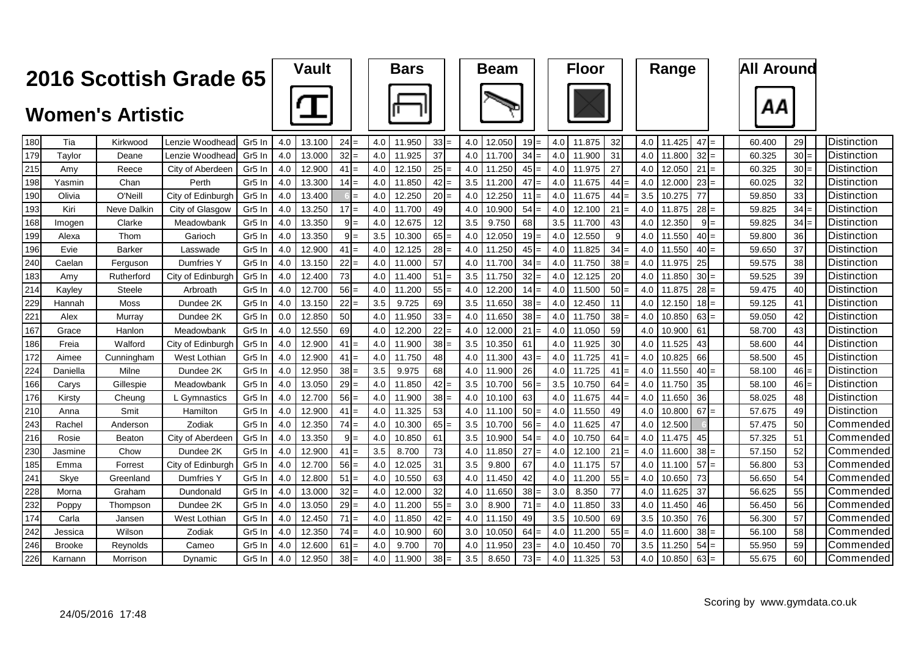# 2016 Scottish Grade 65

## Women's Artistic

| No. | First Name | Surname | Club | Grade | Vault D | Vault Score | Vault Rank | | Bars D | Bars Score | Bars Rank | | Beam D | Beam Score | Beam Rank | | Floor D | Floor Score | Floor Rank | | Range D | Range Score | Range Rank | | All Around | AA Rank | | Award |
|---|---|---|---|---|---|---|---|---|---|---|---|---|---|---|---|---|---|---|---|---|---|---|---|---|---|---|---|---|
| 180 | Tia | Kirkwood | Lenzie Woodhead | Gr5 In | 4.0 | 13.100 | 24 | = | 4.0 | 11.950 | 33 | = | 4.0 | 12.050 | 19 | = | 4.0 | 11.875 | 32 | | 4.0 | 11.425 | 47 | = | 60.400 | 29 | | Distinction |
| 179 | Taylor | Deane | Lenzie Woodhead | Gr5 In | 4.0 | 13.000 | 32 | = | 4.0 | 11.925 | 37 | | 4.0 | 11.700 | 34 | = | 4.0 | 11.900 | 31 | | 4.0 | 11.800 | 32 | = | 60.325 | 30 | = | Distinction |
| 215 | Amy | Reece | City of Aberdeen | Gr5 In | 4.0 | 12.900 | 41 | = | 4.0 | 12.150 | 25 | = | 4.0 | 11.250 | 45 | = | 4.0 | 11.975 | 27 | | 4.0 | 12.050 | 21 | = | 60.325 | 30 | = | Distinction |
| 198 | Yasmin | Chan | Perth | Gr5 In | 4.0 | 13.300 | 14 | = | 4.0 | 11.850 | 42 | = | 3.5 | 11.200 | 47 | = | 4.0 | 11.675 | 44 | = | 4.0 | 12.000 | 23 | = | 60.025 | 32 | | Distinction |
| 190 | Olivia | O'Neill | City of Edinburgh | Gr5 In | 4.0 | 13.400 | 6 | = | 4.0 | 12.250 | 20 | = | 4.0 | 12.250 | 11 | = | 4.0 | 11.675 | 44 | = | 3.5 | 10.275 | 77 | | 59.850 | 33 | | Distinction |
| 193 | Kiri | Neve Dalkin | City of Glasgow | Gr5 In | 4.0 | 13.250 | 17 | = | 4.0 | 11.700 | 49 | | 4.0 | 10.900 | 54 | = | 4.0 | 12.100 | 21 | = | 4.0 | 11.875 | 28 | = | 59.825 | 34 | = | Distinction |
| 168 | Imogen | Clarke | Meadowbank | Gr5 In | 4.0 | 13.350 | 9 | = | 4.0 | 12.675 | 12 | | 3.5 | 9.750 | 68 | | 3.5 | 11.700 | 43 | | 4.0 | 12.350 | 9 | = | 59.825 | 34 | = | Distinction |
| 199 | Alexa | Thom | Garioch | Gr5 In | 4.0 | 13.350 | 9 | = | 3.5 | 10.300 | 65 | = | 4.0 | 12.050 | 19 | = | 4.0 | 12.550 | 9 | | 4.0 | 11.550 | 40 | = | 59.800 | 36 | | Distinction |
| 196 | Evie | Barker | Lasswade | Gr5 In | 4.0 | 12.900 | 41 | = | 4.0 | 12.125 | 28 | = | 4.0 | 11.250 | 45 | = | 4.0 | 11.825 | 34 | = | 4.0 | 11.550 | 40 | = | 59.650 | 37 | | Distinction |
| 240 | Caelan | Ferguson | Dumfries Y | Gr5 In | 4.0 | 13.150 | 22 | = | 4.0 | 11.000 | 57 | | 4.0 | 11.700 | 34 | = | 4.0 | 11.750 | 38 | = | 4.0 | 11.975 | 25 | | 59.575 | 38 | | Distinction |
| 183 | Amy | Rutherford | City of Edinburgh | Gr5 In | 4.0 | 12.400 | 73 | | 4.0 | 11.400 | 51 | = | 3.5 | 11.750 | 32 | = | 4.0 | 12.125 | 20 | | 4.0 | 11.850 | 30 | = | 59.525 | 39 | | Distinction |
| 214 | Kayley | Steele | Arbroath | Gr5 In | 4.0 | 12.700 | 56 | = | 4.0 | 11.200 | 55 | = | 4.0 | 12.200 | 14 | = | 4.0 | 11.500 | 50 | = | 4.0 | 11.875 | 28 | = | 59.475 | 40 | | Distinction |
| 229 | Hannah | Moss | Dundee 2K | Gr5 In | 4.0 | 13.150 | 22 | = | 3.5 | 9.725 | 69 | | 3.5 | 11.650 | 38 | = | 4.0 | 12.450 | 11 | | 4.0 | 12.150 | 18 | = | 59.125 | 41 | | Distinction |
| 221 | Alex | Murray | Dundee 2K | Gr5 In | 0.0 | 12.850 | 50 | | 4.0 | 11.950 | 33 | = | 4.0 | 11.650 | 38 | = | 4.0 | 11.750 | 38 | = | 4.0 | 10.850 | 63 | = | 59.050 | 42 | | Distinction |
| 167 | Grace | Hanlon | Meadowbank | Gr5 In | 4.0 | 12.550 | 69 | | 4.0 | 12.200 | 22 | = | 4.0 | 12.000 | 21 | = | 4.0 | 11.050 | 59 | | 4.0 | 10.900 | 61 | | 58.700 | 43 | | Distinction |
| 186 | Freia | Walford | City of Edinburgh | Gr5 In | 4.0 | 12.900 | 41 | = | 4.0 | 11.900 | 38 | = | 3.5 | 10.350 | 61 | | 4.0 | 11.925 | 30 | | 4.0 | 11.525 | 43 | | 58.600 | 44 | | Distinction |
| 172 | Aimee | Cunningham | West Lothian | Gr5 In | 4.0 | 12.900 | 41 | = | 4.0 | 11.750 | 48 | | 4.0 | 11.300 | 43 | = | 4.0 | 11.725 | 41 | = | 4.0 | 10.825 | 66 | | 58.500 | 45 | | Distinction |
| 224 | Daniella | Milne | Dundee 2K | Gr5 In | 4.0 | 12.950 | 38 | = | 3.5 | 9.975 | 68 | | 4.0 | 11.900 | 26 | | 4.0 | 11.725 | 41 | = | 4.0 | 11.550 | 40 | = | 58.100 | 46 | = | Distinction |
| 166 | Carys | Gillespie | Meadowbank | Gr5 In | 4.0 | 13.050 | 29 | = | 4.0 | 11.850 | 42 | = | 3.5 | 10.700 | 56 | = | 3.5 | 10.750 | 64 | = | 4.0 | 11.750 | 35 | | 58.100 | 46 | = | Distinction |
| 176 | Kirsty | Cheung | L Gymnastics | Gr5 In | 4.0 | 12.700 | 56 | = | 4.0 | 11.900 | 38 | = | 4.0 | 10.100 | 63 | | 4.0 | 11.675 | 44 | = | 4.0 | 11.650 | 36 | | 58.025 | 48 | | Distinction |
| 210 | Anna | Smit | Hamilton | Gr5 In | 4.0 | 12.900 | 41 | = | 4.0 | 11.325 | 53 | | 4.0 | 11.100 | 50 | = | 4.0 | 11.550 | 49 | | 4.0 | 10.800 | 67 | = | 57.675 | 49 | | Distinction |
| 243 | Rachel | Anderson | Zodiak | Gr5 In | 4.0 | 12.350 | 74 | = | 4.0 | 10.300 | 65 | = | 3.5 | 10.700 | 56 | = | 4.0 | 11.625 | 47 | | 4.0 | 12.500 | 6 | | 57.475 | 50 | | Commended |
| 216 | Rosie | Beaton | City of Aberdeen | Gr5 In | 4.0 | 13.350 | 9 | = | 4.0 | 10.850 | 61 | | 3.5 | 10.900 | 54 | = | 4.0 | 10.750 | 64 | = | 4.0 | 11.475 | 45 | | 57.325 | 51 | | Commended |
| 230 | Jasmine | Chow | Dundee 2K | Gr5 In | 4.0 | 12.900 | 41 | = | 3.5 | 8.700 | 73 | | 4.0 | 11.850 | 27 | = | 4.0 | 12.100 | 21 | = | 4.0 | 11.600 | 38 | = | 57.150 | 52 | | Commended |
| 185 | Emma | Forrest | City of Edinburgh | Gr5 In | 4.0 | 12.700 | 56 | = | 4.0 | 12.025 | 31 | | 3.5 | 9.800 | 67 | | 4.0 | 11.175 | 57 | | 4.0 | 11.100 | 57 | = | 56.800 | 53 | | Commended |
| 241 | Skye | Greenland | Dumfries Y | Gr5 In | 4.0 | 12.800 | 51 | = | 4.0 | 10.550 | 63 | | 4.0 | 11.450 | 42 | | 4.0 | 11.200 | 55 | = | 4.0 | 10.650 | 73 | | 56.650 | 54 | | Commended |
| 228 | Morna | Graham | Dundonald | Gr5 In | 4.0 | 13.000 | 32 | = | 4.0 | 12.000 | 32 | | 4.0 | 11.650 | 38 | = | 3.0 | 8.350 | 77 | | 4.0 | 11.625 | 37 | | 56.625 | 55 | | Commended |
| 232 | Poppy | Thompson | Dundee 2K | Gr5 In | 4.0 | 13.050 | 29 | = | 4.0 | 11.200 | 55 | = | 3.0 | 8.900 | 71 | = | 4.0 | 11.850 | 33 | | 4.0 | 11.450 | 46 | | 56.450 | 56 | | Commended |
| 174 | Carla | Jansen | West Lothian | Gr5 In | 4.0 | 12.450 | 71 | = | 4.0 | 11.850 | 42 | = | 4.0 | 11.150 | 49 | | 3.5 | 10.500 | 69 | | 3.5 | 10.350 | 76 | | 56.300 | 57 | | Commended |
| 242 | Jessica | Wilson | Zodiak | Gr5 In | 4.0 | 12.350 | 74 | = | 4.0 | 10.900 | 60 | | 3.0 | 10.050 | 64 | = | 4.0 | 11.200 | 55 | = | 4.0 | 11.600 | 38 | = | 56.100 | 58 | | Commended |
| 246 | Brooke | Reynolds | Cameo | Gr5 In | 4.0 | 12.600 | 61 | = | 4.0 | 9.700 | 70 | | 4.0 | 11.950 | 23 | = | 4.0 | 10.450 | 70 | | 3.5 | 11.250 | 54 | = | 55.950 | 59 | | Commended |
| 226 | Karnann | Morrison | Dynamic | Gr5 In | 4.0 | 12.950 | 38 | = | 4.0 | 11.900 | 38 | = | 3.5 | 8.650 | 73 | = | 4.0 | 11.325 | 53 | | 4.0 | 10.850 | 63 | = | 55.675 | 60 | | Commended |

24/05/2016 17:48

Scoring by www.gymdata.co.uk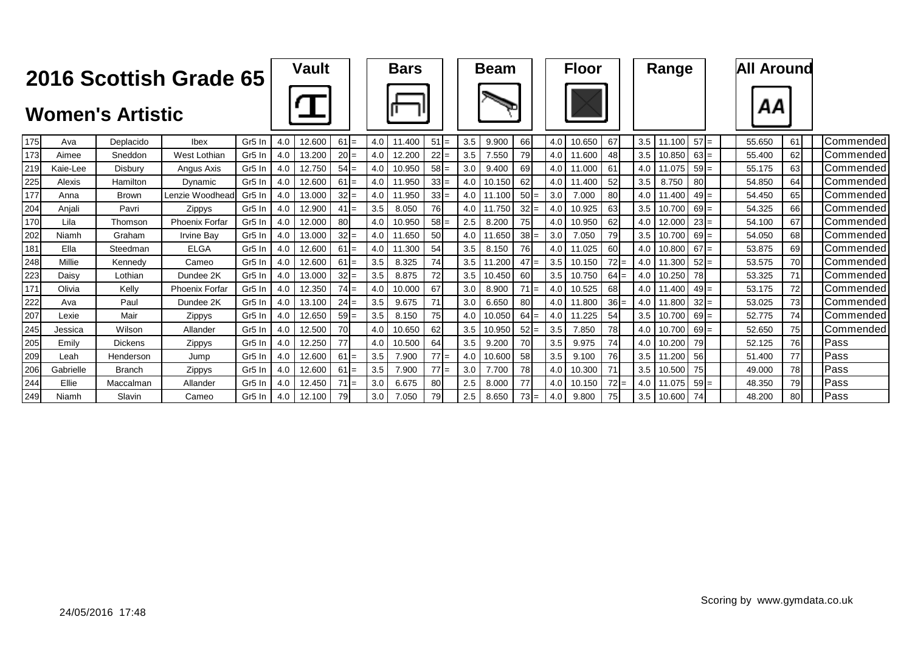# 2016 Scottish Grade 65

## Women's Artistic

| No. | First Name | Surname | Club | Grade | Vault D | Vault Score | Vault Rank | | Bars D | Bars Score | Bars Rank | | Beam D | Beam Score | Beam Rank | | Floor D | Floor Score | Floor Rank | | Range D | Range Score | Range Rank | | All Around | AA Rank | | Award |
|---|---|---|---|---|---|---|---|---|---|---|---|---|---|---|---|---|---|---|---|---|---|---|---|---|---|---|---|---|
| 175 | Ava | Deplacido | Ibex | Gr5 In | 4.0 | 12.600 | 61 | = | 4.0 | 11.400 | 51 | = | 3.5 | 9.900 | 66 | | 4.0 | 10.650 | 67 | | 3.5 | 11.100 | 57 | = | 55.650 | 61 | | Commended |
| 173 | Aimee | Sneddon | West Lothian | Gr5 In | 4.0 | 13.200 | 20 | = | 4.0 | 12.200 | 22 | = | 3.5 | 7.550 | 79 | | 4.0 | 11.600 | 48 | | 3.5 | 10.850 | 63 | = | 55.400 | 62 | | Commended |
| 219 | Kaie-Lee | Disbury | Angus Axis | Gr5 In | 4.0 | 12.750 | 54 | = | 4.0 | 10.950 | 58 | = | 3.0 | 9.400 | 69 | | 4.0 | 11.000 | 61 | | 4.0 | 11.075 | 59 | = | 55.175 | 63 | | Commended |
| 225 | Alexis | Hamilton | Dynamic | Gr5 In | 4.0 | 12.600 | 61 | = | 4.0 | 11.950 | 33 | = | 4.0 | 10.150 | 62 | | 4.0 | 11.400 | 52 | | 3.5 | 8.750 | 80 | | 54.850 | 64 | | Commended |
| 177 | Anna | Brown | Lenzie Woodhead | Gr5 In | 4.0 | 13.000 | 32 | = | 4.0 | 11.950 | 33 | = | 4.0 | 11.100 | 50 | = | 3.0 | 7.000 | 80 | | 4.0 | 11.400 | 49 | = | 54.450 | 65 | | Commended |
| 204 | Anjali | Pavri | Zippys | Gr5 In | 4.0 | 12.900 | 41 | = | 3.5 | 8.050 | 76 | | 4.0 | 11.750 | 32 | = | 4.0 | 10.925 | 63 | | 3.5 | 10.700 | 69 | = | 54.325 | 66 | | Commended |
| 170 | Lila | Thomson | Phoenix Forfar | Gr5 In | 4.0 | 12.000 | 80 | | 4.0 | 10.950 | 58 | = | 2.5 | 8.200 | 75 | | 4.0 | 10.950 | 62 | | 4.0 | 12.000 | 23 | = | 54.100 | 67 | | Commended |
| 202 | Niamh | Graham | Irvine Bay | Gr5 In | 4.0 | 13.000 | 32 | = | 4.0 | 11.650 | 50 | | 4.0 | 11.650 | 38 | = | 3.0 | 7.050 | 79 | | 3.5 | 10.700 | 69 | = | 54.050 | 68 | | Commended |
| 181 | Ella | Steedman | ELGA | Gr5 In | 4.0 | 12.600 | 61 | = | 4.0 | 11.300 | 54 | | 3.5 | 8.150 | 76 | | 4.0 | 11.025 | 60 | | 4.0 | 10.800 | 67 | = | 53.875 | 69 | | Commended |
| 248 | Millie | Kennedy | Cameo | Gr5 In | 4.0 | 12.600 | 61 | = | 3.5 | 8.325 | 74 | | 3.5 | 11.200 | 47 | = | 3.5 | 10.150 | 72 | = | 4.0 | 11.300 | 52 | = | 53.575 | 70 | | Commended |
| 223 | Daisy | Lothian | Dundee 2K | Gr5 In | 4.0 | 13.000 | 32 | = | 3.5 | 8.875 | 72 | | 3.5 | 10.450 | 60 | | 3.5 | 10.750 | 64 | = | 4.0 | 10.250 | 78 | | 53.325 | 71 | | Commended |
| 171 | Olivia | Kelly | Phoenix Forfar | Gr5 In | 4.0 | 12.350 | 74 | = | 4.0 | 10.000 | 67 | | 3.0 | 8.900 | 71 | = | 4.0 | 10.525 | 68 | | 4.0 | 11.400 | 49 | = | 53.175 | 72 | | Commended |
| 222 | Ava | Paul | Dundee 2K | Gr5 In | 4.0 | 13.100 | 24 | = | 3.5 | 9.675 | 71 | | 3.0 | 6.650 | 80 | | 4.0 | 11.800 | 36 | = | 4.0 | 11.800 | 32 | = | 53.025 | 73 | | Commended |
| 207 | Lexie | Mair | Zippys | Gr5 In | 4.0 | 12.650 | 59 | = | 3.5 | 8.150 | 75 | | 4.0 | 10.050 | 64 | = | 4.0 | 11.225 | 54 | | 3.5 | 10.700 | 69 | = | 52.775 | 74 | | Commended |
| 245 | Jessica | Wilson | Allander | Gr5 In | 4.0 | 12.500 | 70 | | 4.0 | 10.650 | 62 | | 3.5 | 10.950 | 52 | = | 3.5 | 7.850 | 78 | | 4.0 | 10.700 | 69 | = | 52.650 | 75 | | Commended |
| 205 | Emily | Dickens | Zippys | Gr5 In | 4.0 | 12.250 | 77 | | 4.0 | 10.500 | 64 | | 3.5 | 9.200 | 70 | | 3.5 | 9.975 | 74 | | 4.0 | 10.200 | 79 | | 52.125 | 76 | | Pass |
| 209 | Leah | Henderson | Jump | Gr5 In | 4.0 | 12.600 | 61 | = | 3.5 | 7.900 | 77 | = | 4.0 | 10.600 | 58 | | 3.5 | 9.100 | 76 | | 3.5 | 11.200 | 56 | | 51.400 | 77 | | Pass |
| 206 | Gabrielle | Branch | Zippys | Gr5 In | 4.0 | 12.600 | 61 | = | 3.5 | 7.900 | 77 | = | 3.0 | 7.700 | 78 | | 4.0 | 10.300 | 71 | | 3.5 | 10.500 | 75 | | 49.000 | 78 | | Pass |
| 244 | Ellie | Maccalman | Allander | Gr5 In | 4.0 | 12.450 | 71 | = | 3.0 | 6.675 | 80 | | 2.5 | 8.000 | 77 | | 4.0 | 10.150 | 72 | = | 4.0 | 11.075 | 59 | = | 48.350 | 79 | | Pass |
| 249 | Niamh | Slavin | Cameo | Gr5 In | 4.0 | 12.100 | 79 | | 3.0 | 7.050 | 79 | | 2.5 | 8.650 | 73 | = | 4.0 | 9.800 | 75 | | 3.5 | 10.600 | 74 | | 48.200 | 80 | | Pass |

24/05/2016 17:48

Scoring by www.gymdata.co.uk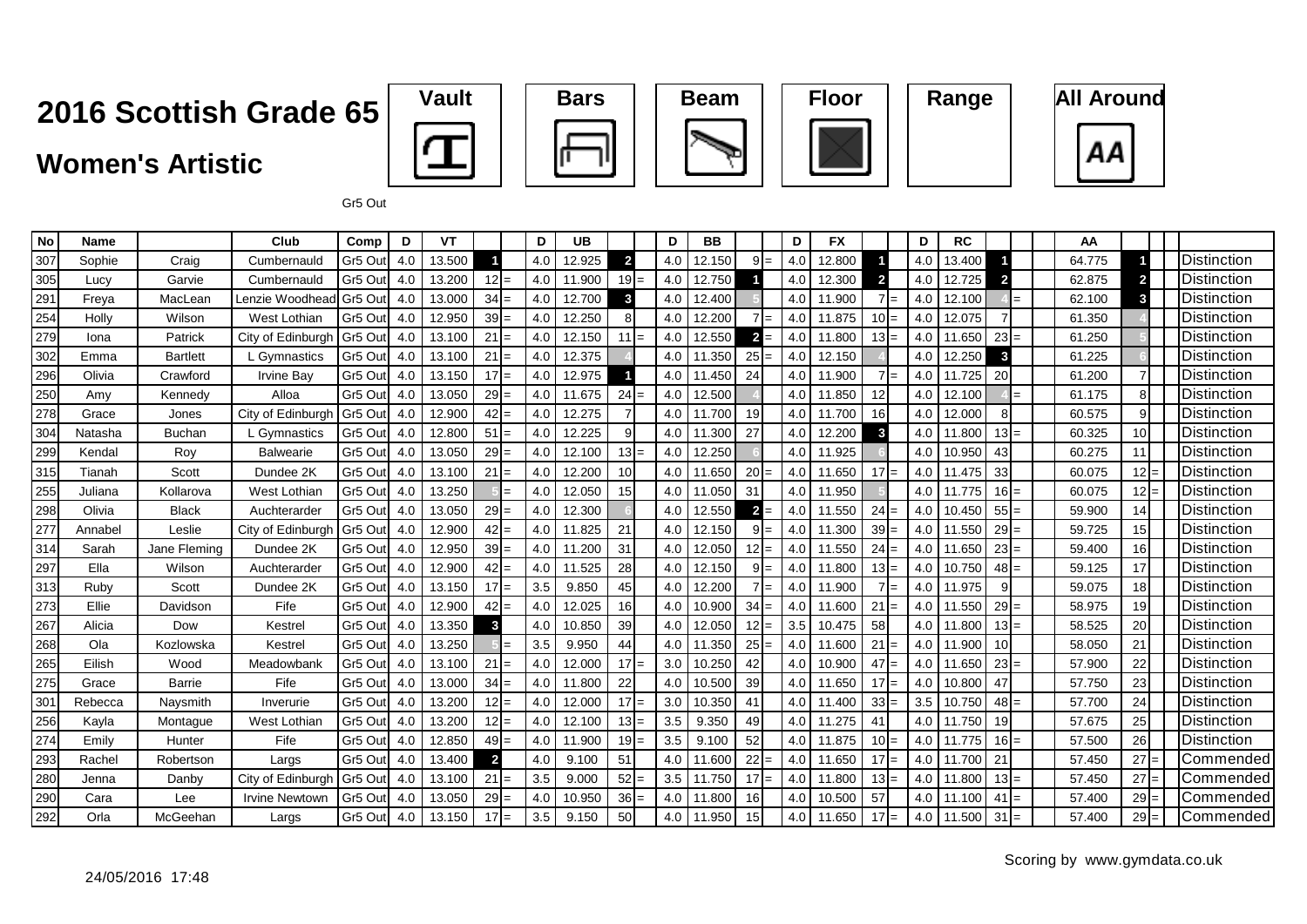# 2016 Scottish Grade 65

## Women's Artistic

Vault | Bars | Beam | Floor | Range | All Around

Gr5 Out

| No | Name | | Club | Comp | D | VT | | | D | UB | | | D | BB | | | D | FX | | | D | RC | | | AA | | | |
|---|---|---|---|---|---|---|---|---|---|---|---|---|---|---|---|---|---|---|---|---|---|---|---|---|---|---|---|---|
| 307 | Sophie | Craig | Cumbernauld | Gr5 Out | 4.0 | 13.500 | 1 | | 4.0 | 12.925 | 2 | | 4.0 | 12.150 | 9 | = | 4.0 | 12.800 | 1 | | 4.0 | 13.400 | 1 | | 64.775 | 1 | | Distinction |
| 305 | Lucy | Garvie | Cumbernauld | Gr5 Out | 4.0 | 13.200 | 12 | = | 4.0 | 11.900 | 19 | = | 4.0 | 12.750 | 1 | | 4.0 | 12.300 | 2 | | 4.0 | 12.725 | 2 | | 62.875 | 2 | | Distinction |
| 291 | Freya | MacLean | Lenzie Woodhead | Gr5 Out | 4.0 | 13.000 | 34 | = | 4.0 | 12.700 | 3 | | 4.0 | 12.400 | 5 | | 4.0 | 11.900 | 7 | = | 4.0 | 12.100 | 4 | = | 62.100 | 3 | | Distinction |
| 254 | Holly | Wilson | West Lothian | Gr5 Out | 4.0 | 12.950 | 39 | = | 4.0 | 12.250 | 8 | | 4.0 | 12.200 | 7 | = | 4.0 | 11.875 | 10 | = | 4.0 | 12.075 | 7 | | 61.350 | 4 | | Distinction |
| 279 | Iona | Patrick | City of Edinburgh | Gr5 Out | 4.0 | 13.100 | 21 | = | 4.0 | 12.150 | 11 | = | 4.0 | 12.550 | 2 | = | 4.0 | 11.800 | 13 | = | 4.0 | 11.650 | 23 | = | 61.250 | 5 | | Distinction |
| 302 | Emma | Bartlett | L Gymnastics | Gr5 Out | 4.0 | 13.100 | 21 | = | 4.0 | 12.375 | 4 | | 4.0 | 11.350 | 25 | = | 4.0 | 12.150 | 4 | | 4.0 | 12.250 | 3 | | 61.225 | 6 | | Distinction |
| 296 | Olivia | Crawford | Irvine Bay | Gr5 Out | 4.0 | 13.150 | 17 | = | 4.0 | 12.975 | 1 | | 4.0 | 11.450 | 24 | | 4.0 | 11.900 | 7 | = | 4.0 | 11.725 | 20 | | 61.200 | 7 | | Distinction |
| 250 | Amy | Kennedy | Alloa | Gr5 Out | 4.0 | 13.050 | 29 | = | 4.0 | 11.675 | 24 | = | 4.0 | 12.500 | 4 | | 4.0 | 11.850 | 12 | | 4.0 | 12.100 | 4 | = | 61.175 | 8 | | Distinction |
| 278 | Grace | Jones | City of Edinburgh | Gr5 Out | 4.0 | 12.900 | 42 | = | 4.0 | 12.275 | 7 | | 4.0 | 11.700 | 19 | | 4.0 | 11.700 | 16 | | 4.0 | 12.000 | 8 | | 60.575 | 9 | | Distinction |
| 304 | Natasha | Buchan | L Gymnastics | Gr5 Out | 4.0 | 12.800 | 51 | = | 4.0 | 12.225 | 9 | | 4.0 | 11.300 | 27 | | 4.0 | 12.200 | 3 | | 4.0 | 11.800 | 13 | = | 60.325 | 10 | | Distinction |
| 299 | Kendal | Roy | Balwearie | Gr5 Out | 4.0 | 13.050 | 29 | = | 4.0 | 12.100 | 13 | = | 4.0 | 12.250 | 6 | | 4.0 | 11.925 | 6 | | 4.0 | 10.950 | 43 | | 60.275 | 11 | | Distinction |
| 315 | Tianah | Scott | Dundee 2K | Gr5 Out | 4.0 | 13.100 | 21 | = | 4.0 | 12.200 | 10 | | 4.0 | 11.650 | 20 | = | 4.0 | 11.650 | 17 | = | 4.0 | 11.475 | 33 | | 60.075 | 12 | = | Distinction |
| 255 | Juliana | Kollarova | West Lothian | Gr5 Out | 4.0 | 13.250 | 5 | = | 4.0 | 12.050 | 15 | | 4.0 | 11.050 | 31 | | 4.0 | 11.950 | 5 | | 4.0 | 11.775 | 16 | = | 60.075 | 12 | = | Distinction |
| 298 | Olivia | Black | Auchterarder | Gr5 Out | 4.0 | 13.050 | 29 | = | 4.0 | 12.300 | 6 | | 4.0 | 12.550 | 2 | = | 4.0 | 11.550 | 24 | = | 4.0 | 10.450 | 55 | = | 59.900 | 14 | | Distinction |
| 277 | Annabel | Leslie | City of Edinburgh | Gr5 Out | 4.0 | 12.900 | 42 | = | 4.0 | 11.825 | 21 | | 4.0 | 12.150 | 9 | = | 4.0 | 11.300 | 39 | = | 4.0 | 11.550 | 29 | = | 59.725 | 15 | | Distinction |
| 314 | Sarah | Jane Fleming | Dundee 2K | Gr5 Out | 4.0 | 12.950 | 39 | = | 4.0 | 11.200 | 31 | | 4.0 | 12.050 | 12 | = | 4.0 | 11.550 | 24 | = | 4.0 | 11.650 | 23 | = | 59.400 | 16 | | Distinction |
| 297 | Ella | Wilson | Auchterarder | Gr5 Out | 4.0 | 12.900 | 42 | = | 4.0 | 11.525 | 28 | | 4.0 | 12.150 | 9 | = | 4.0 | 11.800 | 13 | = | 4.0 | 10.750 | 48 | = | 59.125 | 17 | | Distinction |
| 313 | Ruby | Scott | Dundee 2K | Gr5 Out | 4.0 | 13.150 | 17 | = | 3.5 | 9.850 | 45 | | 4.0 | 12.200 | 7 | = | 4.0 | 11.900 | 7 | = | 4.0 | 11.975 | 9 | | 59.075 | 18 | | Distinction |
| 273 | Ellie | Davidson | Fife | Gr5 Out | 4.0 | 12.900 | 42 | = | 4.0 | 12.025 | 16 | | 4.0 | 10.900 | 34 | = | 4.0 | 11.600 | 21 | = | 4.0 | 11.550 | 29 | = | 58.975 | 19 | | Distinction |
| 267 | Alicia | Dow | Kestrel | Gr5 Out | 4.0 | 13.350 | 3 | | 4.0 | 10.850 | 39 | | 4.0 | 12.050 | 12 | = | 3.5 | 10.475 | 58 | | 4.0 | 11.800 | 13 | = | 58.525 | 20 | | Distinction |
| 268 | Ola | Kozlowska | Kestrel | Gr5 Out | 4.0 | 13.250 | 5 | = | 3.5 | 9.950 | 44 | | 4.0 | 11.350 | 25 | = | 4.0 | 11.600 | 21 | = | 4.0 | 11.900 | 10 | | 58.050 | 21 | | Distinction |
| 265 | Eilish | Wood | Meadowbank | Gr5 Out | 4.0 | 13.100 | 21 | = | 4.0 | 12.000 | 17 | = | 3.0 | 10.250 | 42 | | 4.0 | 10.900 | 47 | = | 4.0 | 11.650 | 23 | = | 57.900 | 22 | | Distinction |
| 275 | Grace | Barrie | Fife | Gr5 Out | 4.0 | 13.000 | 34 | = | 4.0 | 11.800 | 22 | | 4.0 | 10.500 | 39 | | 4.0 | 11.650 | 17 | = | 4.0 | 10.800 | 47 | | 57.750 | 23 | | Distinction |
| 301 | Rebecca | Naysmith | Inverurie | Gr5 Out | 4.0 | 13.200 | 12 | = | 4.0 | 12.000 | 17 | = | 3.0 | 10.350 | 41 | | 4.0 | 11.400 | 33 | = | 3.5 | 10.750 | 48 | = | 57.700 | 24 | | Distinction |
| 256 | Kayla | Montague | West Lothian | Gr5 Out | 4.0 | 13.200 | 12 | = | 4.0 | 12.100 | 13 | = | 3.5 | 9.350 | 49 | | 4.0 | 11.275 | 41 | | 4.0 | 11.750 | 19 | | 57.675 | 25 | | Distinction |
| 274 | Emily | Hunter | Fife | Gr5 Out | 4.0 | 12.850 | 49 | = | 4.0 | 11.900 | 19 | = | 3.5 | 9.100 | 52 | | 4.0 | 11.875 | 10 | = | 4.0 | 11.775 | 16 | = | 57.500 | 26 | | Distinction |
| 293 | Rachel | Robertson | Largs | Gr5 Out | 4.0 | 13.400 | 2 | | 4.0 | 9.100 | 51 | | 4.0 | 11.600 | 22 | = | 4.0 | 11.650 | 17 | = | 4.0 | 11.700 | 21 | | 57.450 | 27 | = | Commended |
| 280 | Jenna | Danby | City of Edinburgh | Gr5 Out | 4.0 | 13.100 | 21 | = | 3.5 | 9.000 | 52 | = | 3.5 | 11.750 | 17 | = | 4.0 | 11.800 | 13 | = | 4.0 | 11.800 | 13 | = | 57.450 | 27 | = | Commended |
| 290 | Cara | Lee | Irvine Newtown | Gr5 Out | 4.0 | 13.050 | 29 | = | 4.0 | 10.950 | 36 | = | 4.0 | 11.800 | 16 | | 4.0 | 10.500 | 57 | | 4.0 | 11.100 | 41 | = | 57.400 | 29 | = | Commended |
| 292 | Orla | McGeehan | Largs | Gr5 Out | 4.0 | 13.150 | 17 | = | 3.5 | 9.150 | 50 | | 4.0 | 11.950 | 15 | | 4.0 | 11.650 | 17 | = | 4.0 | 11.500 | 31 | = | 57.400 | 29 | = | Commended |

24/05/2016 17:48

Scoring by www.gymdata.co.uk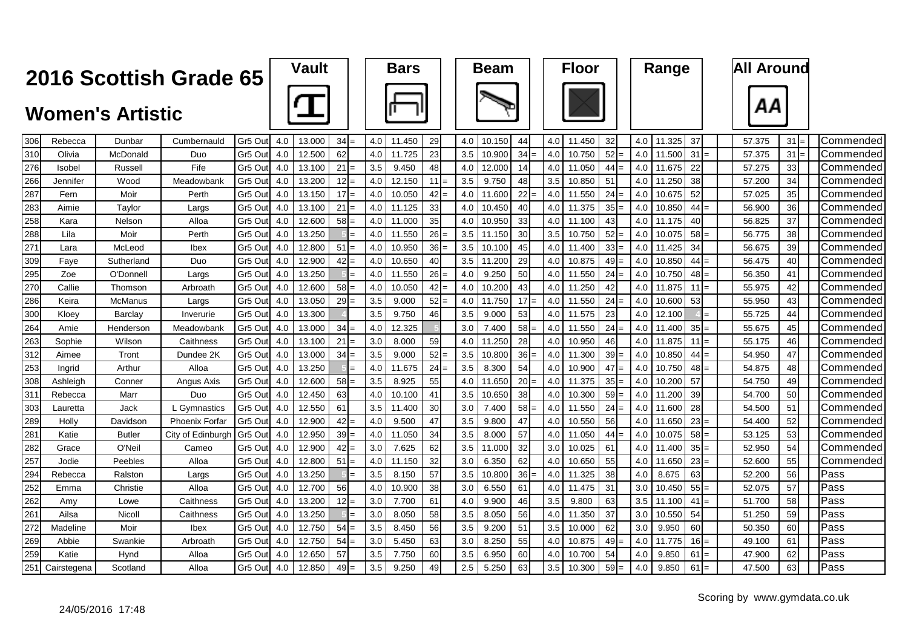# 2016 Scottish Grade 65

## Women's Artistic

| | | | | | Vault | | | | Bars | | | | Beam | | | | Floor | | | | Range | | | | All Around | | | |
|---|---|---|---|---|---|---|---|---|---|---|---|---|---|---|---|---|---|---|---|---|---|---|---|---|---|---|---|---|
| 306 | Rebecca | Dunbar | Cumbernauld | Gr5 Out | 4.0 | 13.000 | 34 | = | 4.0 | 11.450 | 29 | | 4.0 | 10.150 | 44 | | 4.0 | 11.450 | 32 | | 4.0 | 11.325 | 37 | | 57.375 | 31 | = | Commended |
| 310 | Olivia | McDonald | Duo | Gr5 Out | 4.0 | 12.500 | 62 | | 4.0 | 11.725 | 23 | | 3.5 | 10.900 | 34 | = | 4.0 | 10.750 | 52 | = | 4.0 | 11.500 | 31 | = | 57.375 | 31 | = | Commended |
| 276 | Isobel | Russell | Fife | Gr5 Out | 4.0 | 13.100 | 21 | = | 3.5 | 9.450 | 48 | | 4.0 | 12.000 | 14 | | 4.0 | 11.050 | 44 | = | 4.0 | 11.675 | 22 | | 57.275 | 33 | | Commended |
| 266 | Jennifer | Wood | Meadowbank | Gr5 Out | 4.0 | 13.200 | 12 | = | 4.0 | 12.150 | 11 | = | 3.5 | 9.750 | 48 | | 3.5 | 10.850 | 51 | | 4.0 | 11.250 | 38 | | 57.200 | 34 | | Commended |
| 287 | Fern | Moir | Perth | Gr5 Out | 4.0 | 13.150 | 17 | = | 4.0 | 10.050 | 42 | = | 4.0 | 11.600 | 22 | = | 4.0 | 11.550 | 24 | = | 4.0 | 10.675 | 52 | | 57.025 | 35 | | Commended |
| 283 | Aimie | Taylor | Largs | Gr5 Out | 4.0 | 13.100 | 21 | = | 4.0 | 11.125 | 33 | | 4.0 | 10.450 | 40 | | 4.0 | 11.375 | 35 | = | 4.0 | 10.850 | 44 | = | 56.900 | 36 | | Commended |
| 258 | Kara | Nelson | Alloa | Gr5 Out | 4.0 | 12.600 | 58 | = | 4.0 | 11.000 | 35 | | 4.0 | 10.950 | 33 | | 4.0 | 11.100 | 43 | | 4.0 | 11.175 | 40 | | 56.825 | 37 | | Commended |
| 288 | Lila | Moir | Perth | Gr5 Out | 4.0 | 13.250 | 5 | = | 4.0 | 11.550 | 26 | = | 3.5 | 11.150 | 30 | | 3.5 | 10.750 | 52 | = | 4.0 | 10.075 | 58 | = | 56.775 | 38 | | Commended |
| 271 | Lara | McLeod | Ibex | Gr5 Out | 4.0 | 12.800 | 51 | = | 4.0 | 10.950 | 36 | = | 3.5 | 10.100 | 45 | | 4.0 | 11.400 | 33 | = | 4.0 | 11.425 | 34 | | 56.675 | 39 | | Commended |
| 309 | Faye | Sutherland | Duo | Gr5 Out | 4.0 | 12.900 | 42 | = | 4.0 | 10.650 | 40 | | 3.5 | 11.200 | 29 | | 4.0 | 10.875 | 49 | = | 4.0 | 10.850 | 44 | = | 56.475 | 40 | | Commended |
| 295 | Zoe | O'Donnell | Largs | Gr5 Out | 4.0 | 13.250 | 5 | = | 4.0 | 11.550 | 26 | = | 4.0 | 9.250 | 50 | | 4.0 | 11.550 | 24 | = | 4.0 | 10.750 | 48 | = | 56.350 | 41 | | Commended |
| 270 | Callie | Thomson | Arbroath | Gr5 Out | 4.0 | 12.600 | 58 | = | 4.0 | 10.050 | 42 | = | 4.0 | 10.200 | 43 | | 4.0 | 11.250 | 42 | | 4.0 | 11.875 | 11 | = | 55.975 | 42 | | Commended |
| 286 | Keira | McManus | Largs | Gr5 Out | 4.0 | 13.050 | 29 | = | 3.5 | 9.000 | 52 | = | 4.0 | 11.750 | 17 | = | 4.0 | 11.550 | 24 | = | 4.0 | 10.600 | 53 | | 55.950 | 43 | | Commended |
| 300 | Kloey | Barclay | Inverurie | Gr5 Out | 4.0 | 13.300 | 4 | | 3.5 | 9.750 | 46 | | 3.5 | 9.000 | 53 | | 4.0 | 11.575 | 23 | | 4.0 | 12.100 | 4 | = | 55.725 | 44 | | Commended |
| 264 | Amie | Henderson | Meadowbank | Gr5 Out | 4.0 | 13.000 | 34 | = | 4.0 | 12.325 | 5 | | 3.0 | 7.400 | 58 | = | 4.0 | 11.550 | 24 | = | 4.0 | 11.400 | 35 | = | 55.675 | 45 | | Commended |
| 263 | Sophie | Wilson | Caithness | Gr5 Out | 4.0 | 13.100 | 21 | = | 3.0 | 8.000 | 59 | | 4.0 | 11.250 | 28 | | 4.0 | 10.950 | 46 | | 4.0 | 11.875 | 11 | = | 55.175 | 46 | | Commended |
| 312 | Aimee | Tront | Dundee 2K | Gr5 Out | 4.0 | 13.000 | 34 | = | 3.5 | 9.000 | 52 | = | 3.5 | 10.800 | 36 | = | 4.0 | 11.300 | 39 | = | 4.0 | 10.850 | 44 | = | 54.950 | 47 | | Commended |
| 253 | Ingrid | Arthur | Alloa | Gr5 Out | 4.0 | 13.250 | 5 | = | 4.0 | 11.675 | 24 | = | 3.5 | 8.300 | 54 | | 4.0 | 10.900 | 47 | = | 4.0 | 10.750 | 48 | = | 54.875 | 48 | | Commended |
| 308 | Ashleigh | Conner | Angus Axis | Gr5 Out | 4.0 | 12.600 | 58 | = | 3.5 | 8.925 | 55 | | 4.0 | 11.650 | 20 | = | 4.0 | 11.375 | 35 | = | 4.0 | 10.200 | 57 | | 54.750 | 49 | | Commended |
| 311 | Rebecca | Marr | Duo | Gr5 Out | 4.0 | 12.450 | 63 | | 4.0 | 10.100 | 41 | | 3.5 | 10.650 | 38 | | 4.0 | 10.300 | 59 | = | 4.0 | 11.200 | 39 | | 54.700 | 50 | | Commended |
| 303 | Lauretta | Jack | L Gymnastics | Gr5 Out | 4.0 | 12.550 | 61 | | 3.5 | 11.400 | 30 | | 3.0 | 7.400 | 58 | = | 4.0 | 11.550 | 24 | = | 4.0 | 11.600 | 28 | | 54.500 | 51 | | Commended |
| 289 | Holly | Davidson | Phoenix Forfar | Gr5 Out | 4.0 | 12.900 | 42 | = | 4.0 | 9.500 | 47 | | 3.5 | 9.800 | 47 | | 4.0 | 10.550 | 56 | | 4.0 | 11.650 | 23 | = | 54.400 | 52 | | Commended |
| 281 | Katie | Butler | City of Edinburgh | Gr5 Out | 4.0 | 12.950 | 39 | = | 4.0 | 11.050 | 34 | | 3.5 | 8.000 | 57 | | 4.0 | 11.050 | 44 | = | 4.0 | 10.075 | 58 | = | 53.125 | 53 | | Commended |
| 282 | Grace | O'Neil | Cameo | Gr5 Out | 4.0 | 12.900 | 42 | = | 3.0 | 7.625 | 62 | | 3.5 | 11.000 | 32 | | 3.0 | 10.025 | 61 | | 4.0 | 11.400 | 35 | = | 52.950 | 54 | | Commended |
| 257 | Jodie | Peebles | Alloa | Gr5 Out | 4.0 | 12.800 | 51 | = | 4.0 | 11.150 | 32 | | 3.0 | 6.350 | 62 | | 4.0 | 10.650 | 55 | | 4.0 | 11.650 | 23 | = | 52.600 | 55 | | Commended |
| 294 | Rebecca | Ralston | Largs | Gr5 Out | 4.0 | 13.250 | 5 | = | 3.5 | 8.150 | 57 | | 3.5 | 10.800 | 36 | = | 4.0 | 11.325 | 38 | | 4.0 | 8.675 | 63 | | 52.200 | 56 | | Pass |
| 252 | Emma | Christie | Alloa | Gr5 Out | 4.0 | 12.700 | 56 | | 4.0 | 10.900 | 38 | | 3.0 | 6.550 | 61 | | 4.0 | 11.475 | 31 | | 3.0 | 10.450 | 55 | = | 52.075 | 57 | | Pass |
| 262 | Amy | Lowe | Caithness | Gr5 Out | 4.0 | 13.200 | 12 | = | 3.0 | 7.700 | 61 | | 4.0 | 9.900 | 46 | | 3.5 | 9.800 | 63 | | 3.5 | 11.100 | 41 | = | 51.700 | 58 | | Pass |
| 261 | Ailsa | Nicoll | Caithness | Gr5 Out | 4.0 | 13.250 | 5 | = | 3.0 | 8.050 | 58 | | 3.5 | 8.050 | 56 | | 4.0 | 11.350 | 37 | | 3.0 | 10.550 | 54 | | 51.250 | 59 | | Pass |
| 272 | Madeline | Moir | Ibex | Gr5 Out | 4.0 | 12.750 | 54 | = | 3.5 | 8.450 | 56 | | 3.5 | 9.200 | 51 | | 3.5 | 10.000 | 62 | | 3.0 | 9.950 | 60 | | 50.350 | 60 | | Pass |
| 269 | Abbie | Swankie | Arbroath | Gr5 Out | 4.0 | 12.750 | 54 | = | 3.0 | 5.450 | 63 | | 3.0 | 8.250 | 55 | | 4.0 | 10.875 | 49 | = | 4.0 | 11.775 | 16 | = | 49.100 | 61 | | Pass |
| 259 | Katie | Hynd | Alloa | Gr5 Out | 4.0 | 12.650 | 57 | | 3.5 | 7.750 | 60 | | 3.5 | 6.950 | 60 | | 4.0 | 10.700 | 54 | | 4.0 | 9.850 | 61 | = | 47.900 | 62 | | Pass |
| 251 | Cairstegena | Scotland | Alloa | Gr5 Out | 4.0 | 12.850 | 49 | = | 3.5 | 9.250 | 49 | | 2.5 | 5.250 | 63 | | 3.5 | 10.300 | 59 | = | 4.0 | 9.850 | 61 | = | 47.500 | 63 | | Pass |

24/05/2016 17:48

Scoring by www.gymdata.co.uk